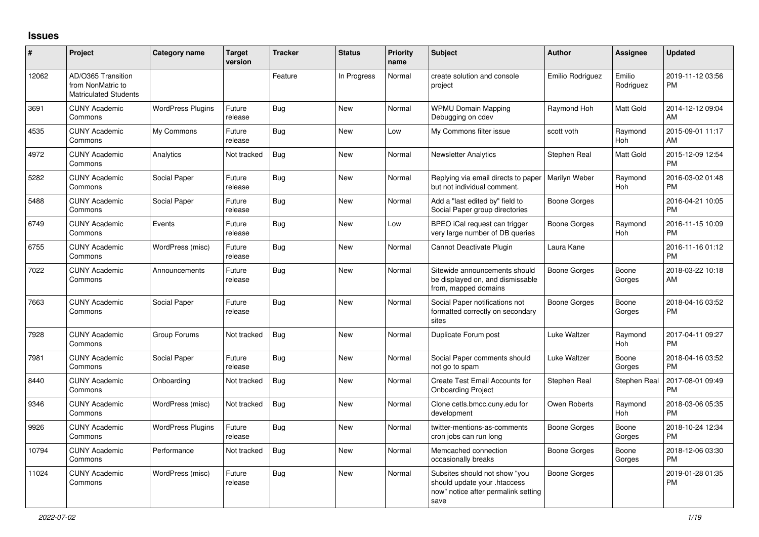## Issues

| # | Project | Category name | Target version | Tracker | Status | Priority name | Subject | Author | Assignee | Updated |
|---|---|---|---|---|---|---|---|---|---|---|
| 12062 | AD/O365 Transition from NonMatric to Matriculated Students | | | Feature | In Progress | Normal | create solution and console project | Emilio Rodriguez | Emilio Rodriguez | 2019-11-12 03:56 PM |
| 3691 | CUNY Academic Commons | WordPress Plugins | Future release | Bug | New | Normal | WPMU Domain Mapping Debugging on cdev | Raymond Hoh | Matt Gold | 2014-12-12 09:04 AM |
| 4535 | CUNY Academic Commons | My Commons | Future release | Bug | New | Low | My Commons filter issue | scott voth | Raymond Hoh | 2015-09-01 11:17 AM |
| 4972 | CUNY Academic Commons | Analytics | Not tracked | Bug | New | Normal | Newsletter Analytics | Stephen Real | Matt Gold | 2015-12-09 12:54 PM |
| 5282 | CUNY Academic Commons | Social Paper | Future release | Bug | New | Normal | Replying via email directs to paper but not individual comment. | Marilyn Weber | Raymond Hoh | 2016-03-02 01:48 PM |
| 5488 | CUNY Academic Commons | Social Paper | Future release | Bug | New | Normal | Add a "last edited by" field to Social Paper group directories | Boone Gorges | | 2016-04-21 10:05 PM |
| 6749 | CUNY Academic Commons | Events | Future release | Bug | New | Low | BPEO iCal request can trigger very large number of DB queries | Boone Gorges | Raymond Hoh | 2016-11-15 10:09 PM |
| 6755 | CUNY Academic Commons | WordPress (misc) | Future release | Bug | New | Normal | Cannot Deactivate Plugin | Laura Kane | | 2016-11-16 01:12 PM |
| 7022 | CUNY Academic Commons | Announcements | Future release | Bug | New | Normal | Sitewide announcements should be displayed on, and dismissable from, mapped domains | Boone Gorges | Boone Gorges | 2018-03-22 10:18 AM |
| 7663 | CUNY Academic Commons | Social Paper | Future release | Bug | New | Normal | Social Paper notifications not formatted correctly on secondary sites | Boone Gorges | Boone Gorges | 2018-04-16 03:52 PM |
| 7928 | CUNY Academic Commons | Group Forums | Not tracked | Bug | New | Normal | Duplicate Forum post | Luke Waltzer | Raymond Hoh | 2017-04-11 09:27 PM |
| 7981 | CUNY Academic Commons | Social Paper | Future release | Bug | New | Normal | Social Paper comments should not go to spam | Luke Waltzer | Boone Gorges | 2018-04-16 03:52 PM |
| 8440 | CUNY Academic Commons | Onboarding | Not tracked | Bug | New | Normal | Create Test Email Accounts for Onboarding Project | Stephen Real | Stephen Real | 2017-08-01 09:49 PM |
| 9346 | CUNY Academic Commons | WordPress (misc) | Not tracked | Bug | New | Normal | Clone cetls.bmcc.cuny.edu for development | Owen Roberts | Raymond Hoh | 2018-03-06 05:35 PM |
| 9926 | CUNY Academic Commons | WordPress Plugins | Future release | Bug | New | Normal | twitter-mentions-as-comments cron jobs can run long | Boone Gorges | Boone Gorges | 2018-10-24 12:34 PM |
| 10794 | CUNY Academic Commons | Performance | Not tracked | Bug | New | Normal | Memcached connection occasionally breaks | Boone Gorges | Boone Gorges | 2018-12-06 03:30 PM |
| 11024 | CUNY Academic Commons | WordPress (misc) | Future release | Bug | New | Normal | Subsites should not show "you should update your .htaccess now" notice after permalink setting save | Boone Gorges | | 2019-01-28 01:35 PM |

*2022-07-02*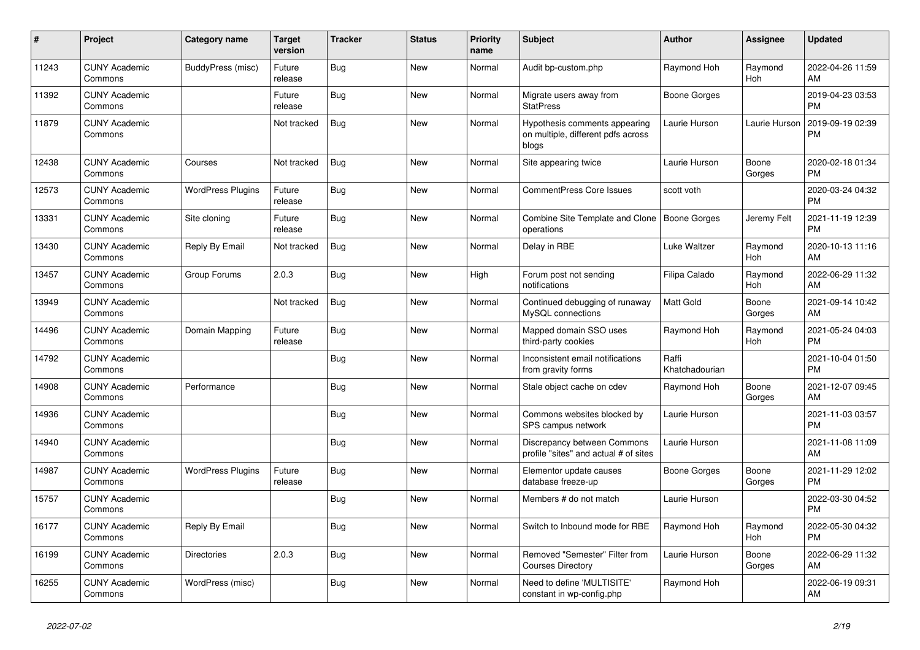| # | Project | Category name | Target version | Tracker | Status | Priority name | Subject | Author | Assignee | Updated |
|---|---|---|---|---|---|---|---|---|---|---|
| 11243 | CUNY Academic Commons | BuddyPress (misc) | Future release | Bug | New | Normal | Audit bp-custom.php | Raymond Hoh | Raymond Hoh | 2022-04-26 11:59 AM |
| 11392 | CUNY Academic Commons | | Future release | Bug | New | Normal | Migrate users away from StatPress | Boone Gorges | | 2019-04-23 03:53 PM |
| 11879 | CUNY Academic Commons | | Not tracked | Bug | New | Normal | Hypothesis comments appearing on multiple, different pdfs across blogs | Laurie Hurson | Laurie Hurson | 2019-09-19 02:39 PM |
| 12438 | CUNY Academic Commons | Courses | Not tracked | Bug | New | Normal | Site appearing twice | Laurie Hurson | Boone Gorges | 2020-02-18 01:34 PM |
| 12573 | CUNY Academic Commons | WordPress Plugins | Future release | Bug | New | Normal | CommentPress Core Issues | scott voth | | 2020-03-24 04:32 PM |
| 13331 | CUNY Academic Commons | Site cloning | Future release | Bug | New | Normal | Combine Site Template and Clone operations | Boone Gorges | Jeremy Felt | 2021-11-19 12:39 PM |
| 13430 | CUNY Academic Commons | Reply By Email | Not tracked | Bug | New | Normal | Delay in RBE | Luke Waltzer | Raymond Hoh | 2020-10-13 11:16 AM |
| 13457 | CUNY Academic Commons | Group Forums | 2.0.3 | Bug | New | High | Forum post not sending notifications | Filipa Calado | Raymond Hoh | 2022-06-29 11:32 AM |
| 13949 | CUNY Academic Commons | | Not tracked | Bug | New | Normal | Continued debugging of runaway MySQL connections | Matt Gold | Boone Gorges | 2021-09-14 10:42 AM |
| 14496 | CUNY Academic Commons | Domain Mapping | Future release | Bug | New | Normal | Mapped domain SSO uses third-party cookies | Raymond Hoh | Raymond Hoh | 2021-05-24 04:03 PM |
| 14792 | CUNY Academic Commons | | | Bug | New | Normal | Inconsistent email notifications from gravity forms | Raffi Khatchadourian | | 2021-10-04 01:50 PM |
| 14908 | CUNY Academic Commons | Performance | | Bug | New | Normal | Stale object cache on cdev | Raymond Hoh | Boone Gorges | 2021-12-07 09:45 AM |
| 14936 | CUNY Academic Commons | | | Bug | New | Normal | Commons websites blocked by SPS campus network | Laurie Hurson | | 2021-11-03 03:57 PM |
| 14940 | CUNY Academic Commons | | | Bug | New | Normal | Discrepancy between Commons profile "sites" and actual # of sites | Laurie Hurson | | 2021-11-08 11:09 AM |
| 14987 | CUNY Academic Commons | WordPress Plugins | Future release | Bug | New | Normal | Elementor update causes database freeze-up | Boone Gorges | Boone Gorges | 2021-11-29 12:02 PM |
| 15757 | CUNY Academic Commons | | | Bug | New | Normal | Members # do not match | Laurie Hurson | | 2022-03-30 04:52 PM |
| 16177 | CUNY Academic Commons | Reply By Email | | Bug | New | Normal | Switch to Inbound mode for RBE | Raymond Hoh | Raymond Hoh | 2022-05-30 04:32 PM |
| 16199 | CUNY Academic Commons | Directories | 2.0.3 | Bug | New | Normal | Removed "Semester" Filter from Courses Directory | Laurie Hurson | Boone Gorges | 2022-06-29 11:32 AM |
| 16255 | CUNY Academic Commons | WordPress (misc) | | Bug | New | Normal | Need to define 'MULTISITE' constant in wp-config.php | Raymond Hoh | | 2022-06-19 09:31 AM |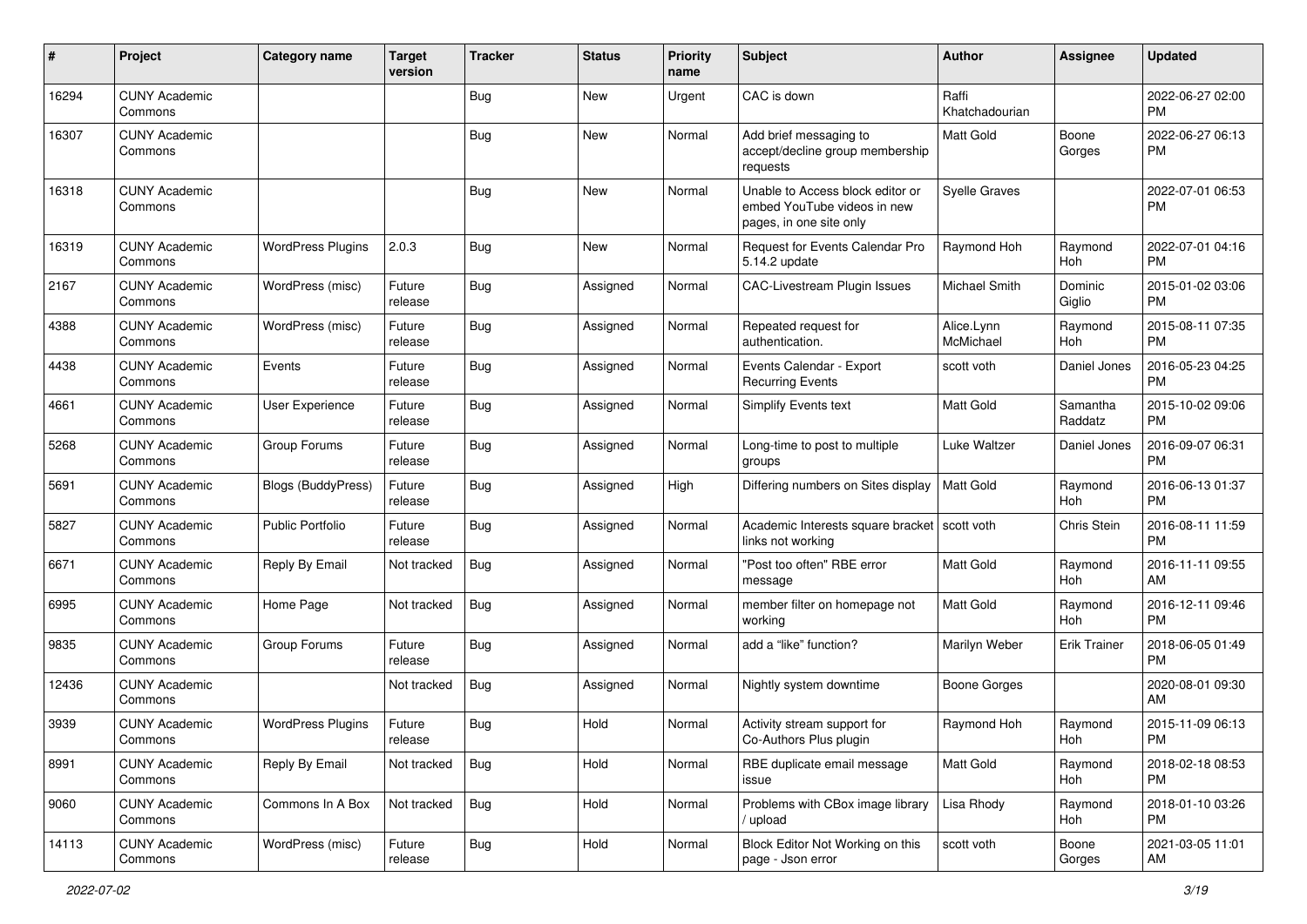| # | Project | Category name | Target version | Tracker | Status | Priority name | Subject | Author | Assignee | Updated |
|---|---|---|---|---|---|---|---|---|---|---|
| 16294 | CUNY Academic Commons | | | Bug | New | Urgent | CAC is down | Raffi Khatchadourian | | 2022-06-27 02:00 PM |
| 16307 | CUNY Academic Commons | | | Bug | New | Normal | Add brief messaging to accept/decline group membership requests | Matt Gold | Boone Gorges | 2022-06-27 06:13 PM |
| 16318 | CUNY Academic Commons | | | Bug | New | Normal | Unable to Access block editor or embed YouTube videos in new pages, in one site only | Syelle Graves | | 2022-07-01 06:53 PM |
| 16319 | CUNY Academic Commons | WordPress Plugins | 2.0.3 | Bug | New | Normal | Request for Events Calendar Pro 5.14.2 update | Raymond Hoh | Raymond Hoh | 2022-07-01 04:16 PM |
| 2167 | CUNY Academic Commons | WordPress (misc) | Future release | Bug | Assigned | Normal | CAC-Livestream Plugin Issues | Michael Smith | Dominic Giglio | 2015-01-02 03:06 PM |
| 4388 | CUNY Academic Commons | WordPress (misc) | Future release | Bug | Assigned | Normal | Repeated request for authentication. | Alice.Lynn McMichael | Raymond Hoh | 2015-08-11 07:35 PM |
| 4438 | CUNY Academic Commons | Events | Future release | Bug | Assigned | Normal | Events Calendar - Export Recurring Events | scott voth | Daniel Jones | 2016-05-23 04:25 PM |
| 4661 | CUNY Academic Commons | User Experience | Future release | Bug | Assigned | Normal | Simplify Events text | Matt Gold | Samantha Raddatz | 2015-10-02 09:06 PM |
| 5268 | CUNY Academic Commons | Group Forums | Future release | Bug | Assigned | Normal | Long-time to post to multiple groups | Luke Waltzer | Daniel Jones | 2016-09-07 06:31 PM |
| 5691 | CUNY Academic Commons | Blogs (BuddyPress) | Future release | Bug | Assigned | High | Differing numbers on Sites display | Matt Gold | Raymond Hoh | 2016-06-13 01:37 PM |
| 5827 | CUNY Academic Commons | Public Portfolio | Future release | Bug | Assigned | Normal | Academic Interests square bracket links not working | scott voth | Chris Stein | 2016-08-11 11:59 PM |
| 6671 | CUNY Academic Commons | Reply By Email | Not tracked | Bug | Assigned | Normal | "Post too often" RBE error message | Matt Gold | Raymond Hoh | 2016-11-11 09:55 AM |
| 6995 | CUNY Academic Commons | Home Page | Not tracked | Bug | Assigned | Normal | member filter on homepage not working | Matt Gold | Raymond Hoh | 2016-12-11 09:46 PM |
| 9835 | CUNY Academic Commons | Group Forums | Future release | Bug | Assigned | Normal | add a "like" function? | Marilyn Weber | Erik Trainer | 2018-06-05 01:49 PM |
| 12436 | CUNY Academic Commons | | Not tracked | Bug | Assigned | Normal | Nightly system downtime | Boone Gorges | | 2020-08-01 09:30 AM |
| 3939 | CUNY Academic Commons | WordPress Plugins | Future release | Bug | Hold | Normal | Activity stream support for Co-Authors Plus plugin | Raymond Hoh | Raymond Hoh | 2015-11-09 06:13 PM |
| 8991 | CUNY Academic Commons | Reply By Email | Not tracked | Bug | Hold | Normal | RBE duplicate email message issue | Matt Gold | Raymond Hoh | 2018-02-18 08:53 PM |
| 9060 | CUNY Academic Commons | Commons In A Box | Not tracked | Bug | Hold | Normal | Problems with CBox image library / upload | Lisa Rhody | Raymond Hoh | 2018-01-10 03:26 PM |
| 14113 | CUNY Academic Commons | WordPress (misc) | Future release | Bug | Hold | Normal | Block Editor Not Working on this page - Json error | scott voth | Boone Gorges | 2021-03-05 11:01 AM |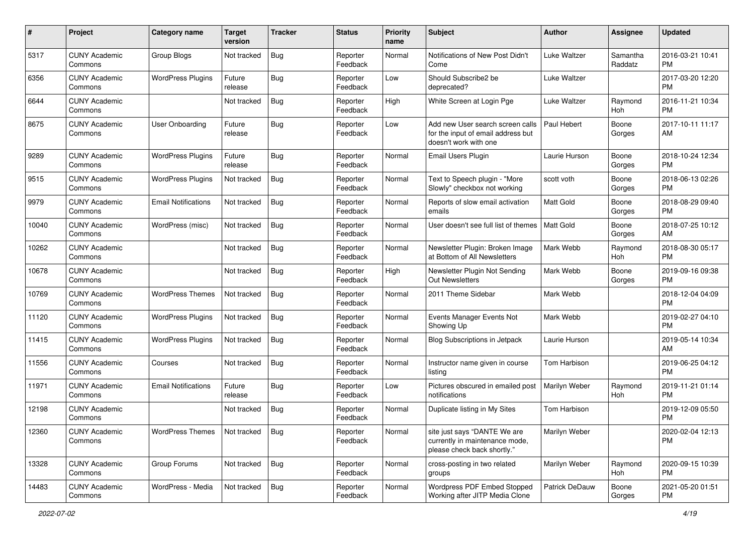| # | Project | Category name | Target version | Tracker | Status | Priority name | Subject | Author | Assignee | Updated |
|---|---|---|---|---|---|---|---|---|---|---|
| 5317 | CUNY Academic Commons | Group Blogs | Not tracked | Bug | Reporter Feedback | Normal | Notifications of New Post Didn't Come | Luke Waltzer | Samantha Raddatz | 2016-03-21 10:41 PM |
| 6356 | CUNY Academic Commons | WordPress Plugins | Future release | Bug | Reporter Feedback | Low | Should Subscribe2 be deprecated? | Luke Waltzer | | 2017-03-20 12:20 PM |
| 6644 | CUNY Academic Commons | | Not tracked | Bug | Reporter Feedback | High | White Screen at Login Pge | Luke Waltzer | Raymond Hoh | 2016-11-21 10:34 PM |
| 8675 | CUNY Academic Commons | User Onboarding | Future release | Bug | Reporter Feedback | Low | Add new User search screen calls for the input of email address but doesn't work with one | Paul Hebert | Boone Gorges | 2017-10-11 11:17 AM |
| 9289 | CUNY Academic Commons | WordPress Plugins | Future release | Bug | Reporter Feedback | Normal | Email Users Plugin | Laurie Hurson | Boone Gorges | 2018-10-24 12:34 PM |
| 9515 | CUNY Academic Commons | WordPress Plugins | Not tracked | Bug | Reporter Feedback | Normal | Text to Speech plugin - "More Slowly" checkbox not working | scott voth | Boone Gorges | 2018-06-13 02:26 PM |
| 9979 | CUNY Academic Commons | Email Notifications | Not tracked | Bug | Reporter Feedback | Normal | Reports of slow email activation emails | Matt Gold | Boone Gorges | 2018-08-29 09:40 PM |
| 10040 | CUNY Academic Commons | WordPress (misc) | Not tracked | Bug | Reporter Feedback | Normal | User doesn't see full list of themes | Matt Gold | Boone Gorges | 2018-07-25 10:12 AM |
| 10262 | CUNY Academic Commons | | Not tracked | Bug | Reporter Feedback | Normal | Newsletter Plugin: Broken Image at Bottom of All Newsletters | Mark Webb | Raymond Hoh | 2018-08-30 05:17 PM |
| 10678 | CUNY Academic Commons | | Not tracked | Bug | Reporter Feedback | High | Newsletter Plugin Not Sending Out Newsletters | Mark Webb | Boone Gorges | 2019-09-16 09:38 PM |
| 10769 | CUNY Academic Commons | WordPress Themes | Not tracked | Bug | Reporter Feedback | Normal | 2011 Theme Sidebar | Mark Webb | | 2018-12-04 04:09 PM |
| 11120 | CUNY Academic Commons | WordPress Plugins | Not tracked | Bug | Reporter Feedback | Normal | Events Manager Events Not Showing Up | Mark Webb | | 2019-02-27 04:10 PM |
| 11415 | CUNY Academic Commons | WordPress Plugins | Not tracked | Bug | Reporter Feedback | Normal | Blog Subscriptions in Jetpack | Laurie Hurson | | 2019-05-14 10:34 AM |
| 11556 | CUNY Academic Commons | Courses | Not tracked | Bug | Reporter Feedback | Normal | Instructor name given in course listing | Tom Harbison | | 2019-06-25 04:12 PM |
| 11971 | CUNY Academic Commons | Email Notifications | Future release | Bug | Reporter Feedback | Low | Pictures obscured in emailed post notifications | Marilyn Weber | Raymond Hoh | 2019-11-21 01:14 PM |
| 12198 | CUNY Academic Commons | | Not tracked | Bug | Reporter Feedback | Normal | Duplicate listing in My Sites | Tom Harbison | | 2019-12-09 05:50 PM |
| 12360 | CUNY Academic Commons | WordPress Themes | Not tracked | Bug | Reporter Feedback | Normal | site just says "DANTE We are currently in maintenance mode, please check back shortly." | Marilyn Weber | | 2020-02-04 12:13 PM |
| 13328 | CUNY Academic Commons | Group Forums | Not tracked | Bug | Reporter Feedback | Normal | cross-posting in two related groups | Marilyn Weber | Raymond Hoh | 2020-09-15 10:39 PM |
| 14483 | CUNY Academic Commons | WordPress - Media | Not tracked | Bug | Reporter Feedback | Normal | Wordpress PDF Embed Stopped Working after JITP Media Clone | Patrick DeDauw | Boone Gorges | 2021-05-20 01:51 PM |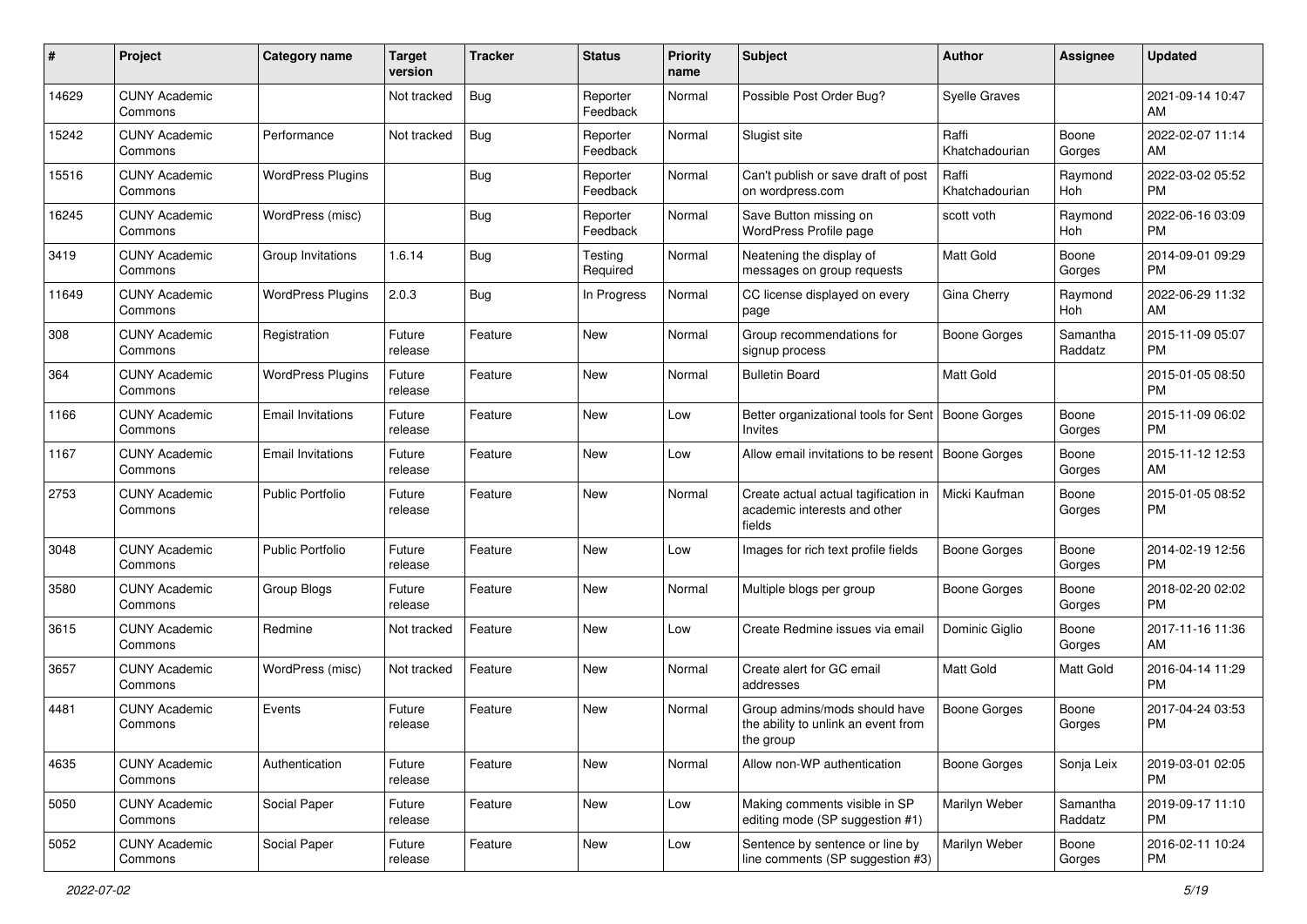| # | Project | Category name | Target version | Tracker | Status | Priority name | Subject | Author | Assignee | Updated |
|---|---|---|---|---|---|---|---|---|---|---|
| 14629 | CUNY Academic Commons | | Not tracked | Bug | Reporter Feedback | Normal | Possible Post Order Bug? | Syelle Graves | | 2021-09-14 10:47 AM |
| 15242 | CUNY Academic Commons | Performance | Not tracked | Bug | Reporter Feedback | Normal | Slugist site | Raffi Khatchadourian | Boone Gorges | 2022-02-07 11:14 AM |
| 15516 | CUNY Academic Commons | WordPress Plugins | | Bug | Reporter Feedback | Normal | Can't publish or save draft of post on wordpress.com | Raffi Khatchadourian | Raymond Hoh | 2022-03-02 05:52 PM |
| 16245 | CUNY Academic Commons | WordPress (misc) | | Bug | Reporter Feedback | Normal | Save Button missing on WordPress Profile page | scott voth | Raymond Hoh | 2022-06-16 03:09 PM |
| 3419 | CUNY Academic Commons | Group Invitations | 1.6.14 | Bug | Testing Required | Normal | Neatening the display of messages on group requests | Matt Gold | Boone Gorges | 2014-09-01 09:29 PM |
| 11649 | CUNY Academic Commons | WordPress Plugins | 2.0.3 | Bug | In Progress | Normal | CC license displayed on every page | Gina Cherry | Raymond Hoh | 2022-06-29 11:32 AM |
| 308 | CUNY Academic Commons | Registration | Future release | Feature | New | Normal | Group recommendations for signup process | Boone Gorges | Samantha Raddatz | 2015-11-09 05:07 PM |
| 364 | CUNY Academic Commons | WordPress Plugins | Future release | Feature | New | Normal | Bulletin Board | Matt Gold | | 2015-01-05 08:50 PM |
| 1166 | CUNY Academic Commons | Email Invitations | Future release | Feature | New | Low | Better organizational tools for Sent Invites | Boone Gorges | Boone Gorges | 2015-11-09 06:02 PM |
| 1167 | CUNY Academic Commons | Email Invitations | Future release | Feature | New | Low | Allow email invitations to be resent | Boone Gorges | Boone Gorges | 2015-11-12 12:53 AM |
| 2753 | CUNY Academic Commons | Public Portfolio | Future release | Feature | New | Normal | Create actual actual tagification in academic interests and other fields | Micki Kaufman | Boone Gorges | 2015-01-05 08:52 PM |
| 3048 | CUNY Academic Commons | Public Portfolio | Future release | Feature | New | Low | Images for rich text profile fields | Boone Gorges | Boone Gorges | 2014-02-19 12:56 PM |
| 3580 | CUNY Academic Commons | Group Blogs | Future release | Feature | New | Normal | Multiple blogs per group | Boone Gorges | Boone Gorges | 2018-02-20 02:02 PM |
| 3615 | CUNY Academic Commons | Redmine | Not tracked | Feature | New | Low | Create Redmine issues via email | Dominic Giglio | Boone Gorges | 2017-11-16 11:36 AM |
| 3657 | CUNY Academic Commons | WordPress (misc) | Not tracked | Feature | New | Normal | Create alert for GC email addresses | Matt Gold | Matt Gold | 2016-04-14 11:29 PM |
| 4481 | CUNY Academic Commons | Events | Future release | Feature | New | Normal | Group admins/mods should have the ability to unlink an event from the group | Boone Gorges | Boone Gorges | 2017-04-24 03:53 PM |
| 4635 | CUNY Academic Commons | Authentication | Future release | Feature | New | Normal | Allow non-WP authentication | Boone Gorges | Sonja Leix | 2019-03-01 02:05 PM |
| 5050 | CUNY Academic Commons | Social Paper | Future release | Feature | New | Low | Making comments visible in SP editing mode (SP suggestion #1) | Marilyn Weber | Samantha Raddatz | 2019-09-17 11:10 PM |
| 5052 | CUNY Academic Commons | Social Paper | Future release | Feature | New | Low | Sentence by sentence or line by line comments (SP suggestion #3) | Marilyn Weber | Boone Gorges | 2016-02-11 10:24 PM |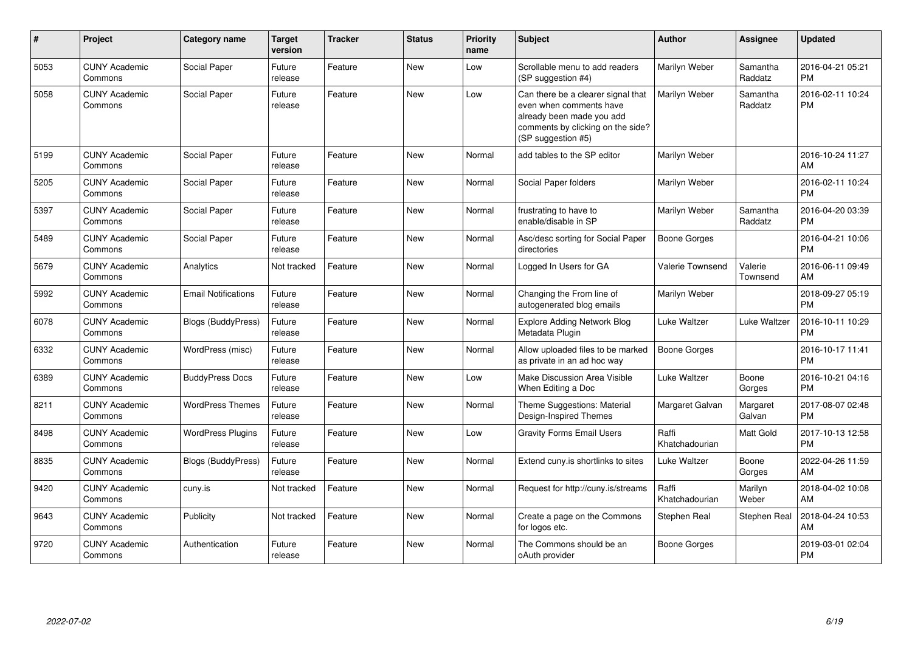| # | Project | Category name | Target version | Tracker | Status | Priority name | Subject | Author | Assignee | Updated |
|---|---|---|---|---|---|---|---|---|---|---|
| 5053 | CUNY Academic Commons | Social Paper | Future release | Feature | New | Low | Scrollable menu to add readers (SP suggestion #4) | Marilyn Weber | Samantha Raddatz | 2016-04-21 05:21 PM |
| 5058 | CUNY Academic Commons | Social Paper | Future release | Feature | New | Low | Can there be a clearer signal that even when comments have already been made you add comments by clicking on the side? (SP suggestion #5) | Marilyn Weber | Samantha Raddatz | 2016-02-11 10:24 PM |
| 5199 | CUNY Academic Commons | Social Paper | Future release | Feature | New | Normal | add tables to the SP editor | Marilyn Weber | | 2016-10-24 11:27 AM |
| 5205 | CUNY Academic Commons | Social Paper | Future release | Feature | New | Normal | Social Paper folders | Marilyn Weber | | 2016-02-11 10:24 PM |
| 5397 | CUNY Academic Commons | Social Paper | Future release | Feature | New | Normal | frustrating to have to enable/disable in SP | Marilyn Weber | Samantha Raddatz | 2016-04-20 03:39 PM |
| 5489 | CUNY Academic Commons | Social Paper | Future release | Feature | New | Normal | Asc/desc sorting for Social Paper directories | Boone Gorges | | 2016-04-21 10:06 PM |
| 5679 | CUNY Academic Commons | Analytics | Not tracked | Feature | New | Normal | Logged In Users for GA | Valerie Townsend | Valerie Townsend | 2016-06-11 09:49 AM |
| 5992 | CUNY Academic Commons | Email Notifications | Future release | Feature | New | Normal | Changing the From line of autogenerated blog emails | Marilyn Weber | | 2018-09-27 05:19 PM |
| 6078 | CUNY Academic Commons | Blogs (BuddyPress) | Future release | Feature | New | Normal | Explore Adding Network Blog Metadata Plugin | Luke Waltzer | Luke Waltzer | 2016-10-11 10:29 PM |
| 6332 | CUNY Academic Commons | WordPress (misc) | Future release | Feature | New | Normal | Allow uploaded files to be marked as private in an ad hoc way | Boone Gorges | | 2016-10-17 11:41 PM |
| 6389 | CUNY Academic Commons | BuddyPress Docs | Future release | Feature | New | Low | Make Discussion Area Visible When Editing a Doc | Luke Waltzer | Boone Gorges | 2016-10-21 04:16 PM |
| 8211 | CUNY Academic Commons | WordPress Themes | Future release | Feature | New | Normal | Theme Suggestions: Material Design-Inspired Themes | Margaret Galvan | Margaret Galvan | 2017-08-07 02:48 PM |
| 8498 | CUNY Academic Commons | WordPress Plugins | Future release | Feature | New | Low | Gravity Forms Email Users | Raffi Khatchadourian | Matt Gold | 2017-10-13 12:58 PM |
| 8835 | CUNY Academic Commons | Blogs (BuddyPress) | Future release | Feature | New | Normal | Extend cuny.is shortlinks to sites | Luke Waltzer | Boone Gorges | 2022-04-26 11:59 AM |
| 9420 | CUNY Academic Commons | cuny.is | Not tracked | Feature | New | Normal | Request for http://cuny.is/streams | Raffi Khatchadourian | Marilyn Weber | 2018-04-02 10:08 AM |
| 9643 | CUNY Academic Commons | Publicity | Not tracked | Feature | New | Normal | Create a page on the Commons for logos etc. | Stephen Real | Stephen Real | 2018-04-24 10:53 AM |
| 9720 | CUNY Academic Commons | Authentication | Future release | Feature | New | Normal | The Commons should be an oAuth provider | Boone Gorges | | 2019-03-01 02:04 PM |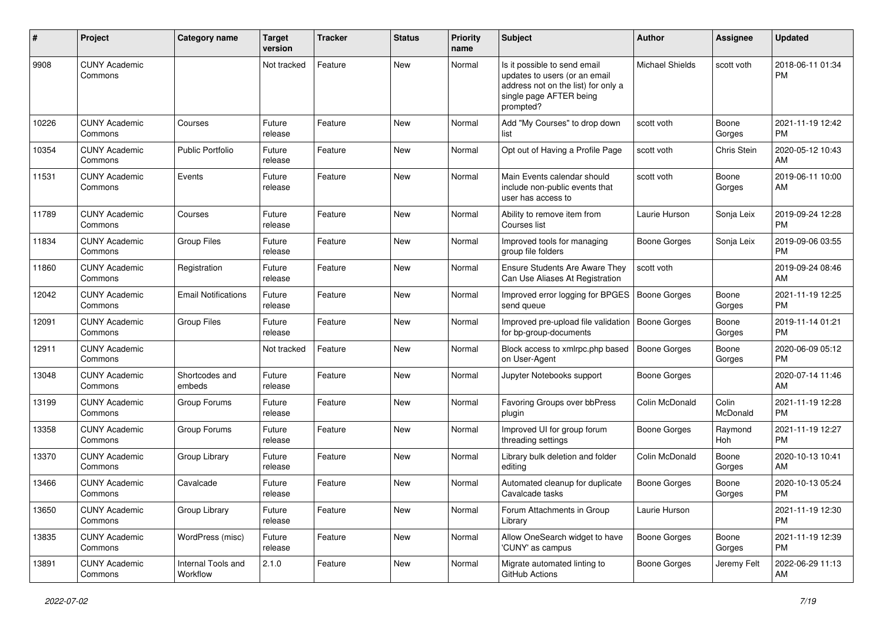| # | Project | Category name | Target version | Tracker | Status | Priority name | Subject | Author | Assignee | Updated |
|---|---|---|---|---|---|---|---|---|---|---|
| 9908 | CUNY Academic Commons | | Not tracked | Feature | New | Normal | Is it possible to send email updates to users (or an email address not on the list) for only a single page AFTER being prompted? | Michael Shields | scott voth | 2018-06-11 01:34 PM |
| 10226 | CUNY Academic Commons | Courses | Future release | Feature | New | Normal | Add "My Courses" to drop down list | scott voth | Boone Gorges | 2021-11-19 12:42 PM |
| 10354 | CUNY Academic Commons | Public Portfolio | Future release | Feature | New | Normal | Opt out of Having a Profile Page | scott voth | Chris Stein | 2020-05-12 10:43 AM |
| 11531 | CUNY Academic Commons | Events | Future release | Feature | New | Normal | Main Events calendar should include non-public events that user has access to | scott voth | Boone Gorges | 2019-06-11 10:00 AM |
| 11789 | CUNY Academic Commons | Courses | Future release | Feature | New | Normal | Ability to remove item from Courses list | Laurie Hurson | Sonja Leix | 2019-09-24 12:28 PM |
| 11834 | CUNY Academic Commons | Group Files | Future release | Feature | New | Normal | Improved tools for managing group file folders | Boone Gorges | Sonja Leix | 2019-09-06 03:55 PM |
| 11860 | CUNY Academic Commons | Registration | Future release | Feature | New | Normal | Ensure Students Are Aware They Can Use Aliases At Registration | scott voth | | 2019-09-24 08:46 AM |
| 12042 | CUNY Academic Commons | Email Notifications | Future release | Feature | New | Normal | Improved error logging for BPGES send queue | Boone Gorges | Boone Gorges | 2021-11-19 12:25 PM |
| 12091 | CUNY Academic Commons | Group Files | Future release | Feature | New | Normal | Improved pre-upload file validation for bp-group-documents | Boone Gorges | Boone Gorges | 2019-11-14 01:21 PM |
| 12911 | CUNY Academic Commons | | Not tracked | Feature | New | Normal | Block access to xmlrpc.php based on User-Agent | Boone Gorges | Boone Gorges | 2020-06-09 05:12 PM |
| 13048 | CUNY Academic Commons | Shortcodes and embeds | Future release | Feature | New | Normal | Jupyter Notebooks support | Boone Gorges | | 2020-07-14 11:46 AM |
| 13199 | CUNY Academic Commons | Group Forums | Future release | Feature | New | Normal | Favoring Groups over bbPress plugin | Colin McDonald | Colin McDonald | 2021-11-19 12:28 PM |
| 13358 | CUNY Academic Commons | Group Forums | Future release | Feature | New | Normal | Improved UI for group forum threading settings | Boone Gorges | Raymond Hoh | 2021-11-19 12:27 PM |
| 13370 | CUNY Academic Commons | Group Library | Future release | Feature | New | Normal | Library bulk deletion and folder editing | Colin McDonald | Boone Gorges | 2020-10-13 10:41 AM |
| 13466 | CUNY Academic Commons | Cavalcade | Future release | Feature | New | Normal | Automated cleanup for duplicate Cavalcade tasks | Boone Gorges | Boone Gorges | 2020-10-13 05:24 PM |
| 13650 | CUNY Academic Commons | Group Library | Future release | Feature | New | Normal | Forum Attachments in Group Library | Laurie Hurson | | 2021-11-19 12:30 PM |
| 13835 | CUNY Academic Commons | WordPress (misc) | Future release | Feature | New | Normal | Allow OneSearch widget to have 'CUNY' as campus | Boone Gorges | Boone Gorges | 2021-11-19 12:39 PM |
| 13891 | CUNY Academic Commons | Internal Tools and Workflow | 2.1.0 | Feature | New | Normal | Migrate automated linting to GitHub Actions | Boone Gorges | Jeremy Felt | 2022-06-29 11:13 AM |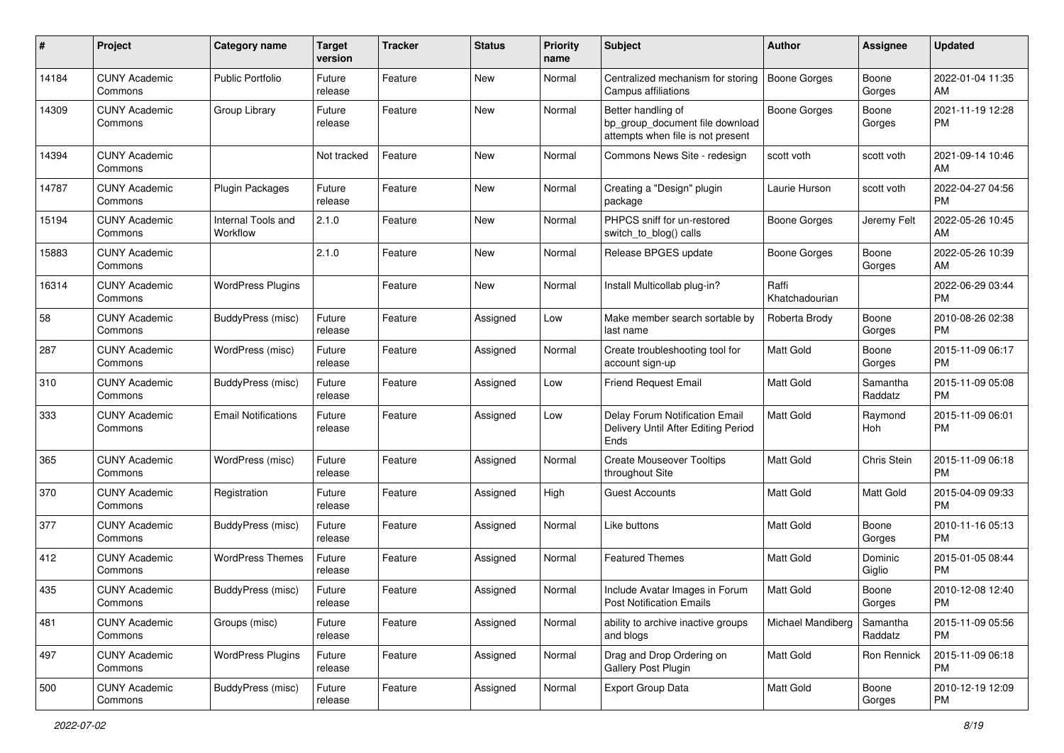| # | Project | Category name | Target version | Tracker | Status | Priority name | Subject | Author | Assignee | Updated |
|---|---|---|---|---|---|---|---|---|---|---|
| 14184 | CUNY Academic Commons | Public Portfolio | Future release | Feature | New | Normal | Centralized mechanism for storing Campus affiliations | Boone Gorges | Boone Gorges | 2022-01-04 11:35 AM |
| 14309 | CUNY Academic Commons | Group Library | Future release | Feature | New | Normal | Better handling of bp_group_document file download attempts when file is not present | Boone Gorges | Boone Gorges | 2021-11-19 12:28 PM |
| 14394 | CUNY Academic Commons | | Not tracked | Feature | New | Normal | Commons News Site - redesign | scott voth | scott voth | 2021-09-14 10:46 AM |
| 14787 | CUNY Academic Commons | Plugin Packages | Future release | Feature | New | Normal | Creating a "Design" plugin package | Laurie Hurson | scott voth | 2022-04-27 04:56 PM |
| 15194 | CUNY Academic Commons | Internal Tools and Workflow | 2.1.0 | Feature | New | Normal | PHPCS sniff for un-restored switch_to_blog() calls | Boone Gorges | Jeremy Felt | 2022-05-26 10:45 AM |
| 15883 | CUNY Academic Commons | | 2.1.0 | Feature | New | Normal | Release BPGES update | Boone Gorges | Boone Gorges | 2022-05-26 10:39 AM |
| 16314 | CUNY Academic Commons | WordPress Plugins | | Feature | New | Normal | Install Multicollab plug-in? | Raffi Khatchadourian | | 2022-06-29 03:44 PM |
| 58 | CUNY Academic Commons | BuddyPress (misc) | Future release | Feature | Assigned | Low | Make member search sortable by last name | Roberta Brody | Boone Gorges | 2010-08-26 02:38 PM |
| 287 | CUNY Academic Commons | WordPress (misc) | Future release | Feature | Assigned | Normal | Create troubleshooting tool for account sign-up | Matt Gold | Boone Gorges | 2015-11-09 06:17 PM |
| 310 | CUNY Academic Commons | BuddyPress (misc) | Future release | Feature | Assigned | Low | Friend Request Email | Matt Gold | Samantha Raddatz | 2015-11-09 05:08 PM |
| 333 | CUNY Academic Commons | Email Notifications | Future release | Feature | Assigned | Low | Delay Forum Notification Email Delivery Until After Editing Period Ends | Matt Gold | Raymond Hoh | 2015-11-09 06:01 PM |
| 365 | CUNY Academic Commons | WordPress (misc) | Future release | Feature | Assigned | Normal | Create Mouseover Tooltips throughout Site | Matt Gold | Chris Stein | 2015-11-09 06:18 PM |
| 370 | CUNY Academic Commons | Registration | Future release | Feature | Assigned | High | Guest Accounts | Matt Gold | Matt Gold | 2015-04-09 09:33 PM |
| 377 | CUNY Academic Commons | BuddyPress (misc) | Future release | Feature | Assigned | Normal | Like buttons | Matt Gold | Boone Gorges | 2010-11-16 05:13 PM |
| 412 | CUNY Academic Commons | WordPress Themes | Future release | Feature | Assigned | Normal | Featured Themes | Matt Gold | Dominic Giglio | 2015-01-05 08:44 PM |
| 435 | CUNY Academic Commons | BuddyPress (misc) | Future release | Feature | Assigned | Normal | Include Avatar Images in Forum Post Notification Emails | Matt Gold | Boone Gorges | 2010-12-08 12:40 PM |
| 481 | CUNY Academic Commons | Groups (misc) | Future release | Feature | Assigned | Normal | ability to archive inactive groups and blogs | Michael Mandiberg | Samantha Raddatz | 2015-11-09 05:56 PM |
| 497 | CUNY Academic Commons | WordPress Plugins | Future release | Feature | Assigned | Normal | Drag and Drop Ordering on Gallery Post Plugin | Matt Gold | Ron Rennick | 2015-11-09 06:18 PM |
| 500 | CUNY Academic Commons | BuddyPress (misc) | Future release | Feature | Assigned | Normal | Export Group Data | Matt Gold | Boone Gorges | 2010-12-19 12:09 PM |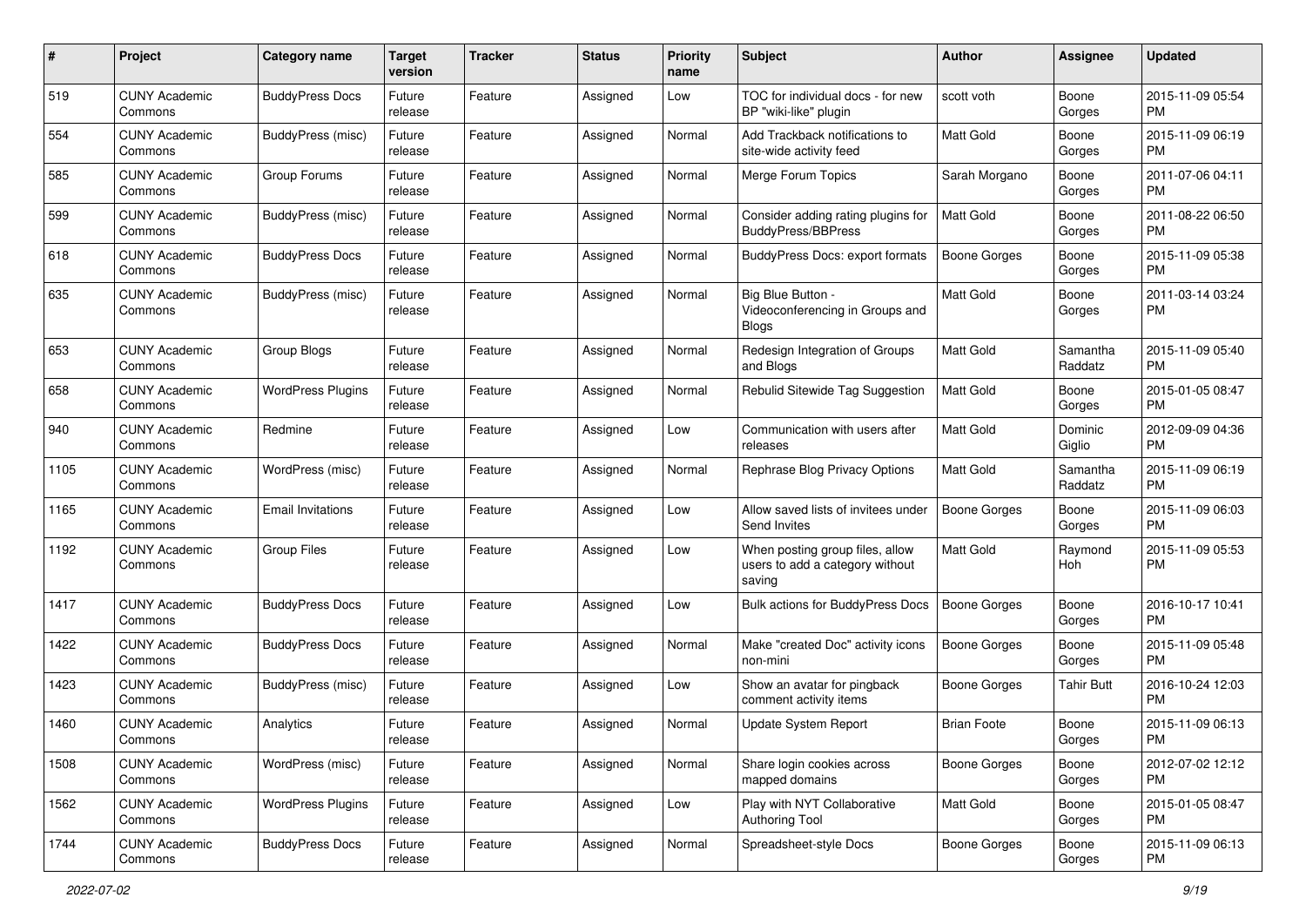| # | Project | Category name | Target version | Tracker | Status | Priority name | Subject | Author | Assignee | Updated |
|---|---|---|---|---|---|---|---|---|---|---|
| 519 | CUNY Academic Commons | BuddyPress Docs | Future release | Feature | Assigned | Low | TOC for individual docs - for new BP "wiki-like" plugin | scott voth | Boone Gorges | 2015-11-09 05:54 PM |
| 554 | CUNY Academic Commons | BuddyPress (misc) | Future release | Feature | Assigned | Normal | Add Trackback notifications to site-wide activity feed | Matt Gold | Boone Gorges | 2015-11-09 06:19 PM |
| 585 | CUNY Academic Commons | Group Forums | Future release | Feature | Assigned | Normal | Merge Forum Topics | Sarah Morgano | Boone Gorges | 2011-07-06 04:11 PM |
| 599 | CUNY Academic Commons | BuddyPress (misc) | Future release | Feature | Assigned | Normal | Consider adding rating plugins for BuddyPress/BBPress | Matt Gold | Boone Gorges | 2011-08-22 06:50 PM |
| 618 | CUNY Academic Commons | BuddyPress Docs | Future release | Feature | Assigned | Normal | BuddyPress Docs: export formats | Boone Gorges | Boone Gorges | 2015-11-09 05:38 PM |
| 635 | CUNY Academic Commons | BuddyPress (misc) | Future release | Feature | Assigned | Normal | Big Blue Button - Videoconferencing in Groups and Blogs | Matt Gold | Boone Gorges | 2011-03-14 03:24 PM |
| 653 | CUNY Academic Commons | Group Blogs | Future release | Feature | Assigned | Normal | Redesign Integration of Groups and Blogs | Matt Gold | Samantha Raddatz | 2015-11-09 05:40 PM |
| 658 | CUNY Academic Commons | WordPress Plugins | Future release | Feature | Assigned | Normal | Rebulid Sitewide Tag Suggestion | Matt Gold | Boone Gorges | 2015-01-05 08:47 PM |
| 940 | CUNY Academic Commons | Redmine | Future release | Feature | Assigned | Low | Communication with users after releases | Matt Gold | Dominic Giglio | 2012-09-09 04:36 PM |
| 1105 | CUNY Academic Commons | WordPress (misc) | Future release | Feature | Assigned | Normal | Rephrase Blog Privacy Options | Matt Gold | Samantha Raddatz | 2015-11-09 06:19 PM |
| 1165 | CUNY Academic Commons | Email Invitations | Future release | Feature | Assigned | Low | Allow saved lists of invitees under Send Invites | Boone Gorges | Boone Gorges | 2015-11-09 06:03 PM |
| 1192 | CUNY Academic Commons | Group Files | Future release | Feature | Assigned | Low | When posting group files, allow users to add a category without saving | Matt Gold | Raymond Hoh | 2015-11-09 05:53 PM |
| 1417 | CUNY Academic Commons | BuddyPress Docs | Future release | Feature | Assigned | Low | Bulk actions for BuddyPress Docs | Boone Gorges | Boone Gorges | 2016-10-17 10:41 PM |
| 1422 | CUNY Academic Commons | BuddyPress Docs | Future release | Feature | Assigned | Normal | Make "created Doc" activity icons non-mini | Boone Gorges | Boone Gorges | 2015-11-09 05:48 PM |
| 1423 | CUNY Academic Commons | BuddyPress (misc) | Future release | Feature | Assigned | Low | Show an avatar for pingback comment activity items | Boone Gorges | Tahir Butt | 2016-10-24 12:03 PM |
| 1460 | CUNY Academic Commons | Analytics | Future release | Feature | Assigned | Normal | Update System Report | Brian Foote | Boone Gorges | 2015-11-09 06:13 PM |
| 1508 | CUNY Academic Commons | WordPress (misc) | Future release | Feature | Assigned | Normal | Share login cookies across mapped domains | Boone Gorges | Boone Gorges | 2012-07-02 12:12 PM |
| 1562 | CUNY Academic Commons | WordPress Plugins | Future release | Feature | Assigned | Low | Play with NYT Collaborative Authoring Tool | Matt Gold | Boone Gorges | 2015-01-05 08:47 PM |
| 1744 | CUNY Academic Commons | BuddyPress Docs | Future release | Feature | Assigned | Normal | Spreadsheet-style Docs | Boone Gorges | Boone Gorges | 2015-11-09 06:13 PM |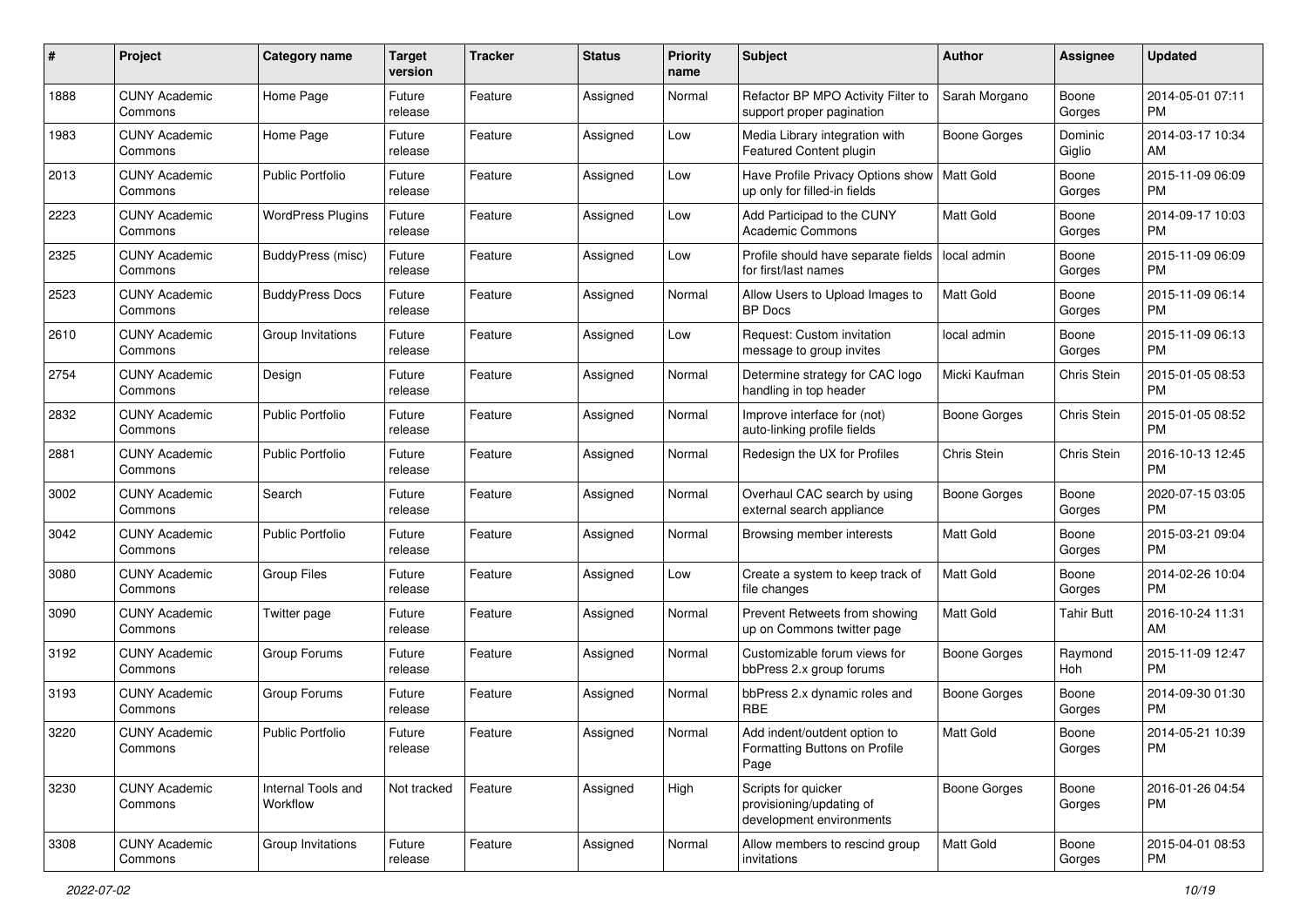| # | Project | Category name | Target version | Tracker | Status | Priority name | Subject | Author | Assignee | Updated |
|---|---|---|---|---|---|---|---|---|---|---|
| 1888 | CUNY Academic Commons | Home Page | Future release | Feature | Assigned | Normal | Refactor BP MPO Activity Filter to support proper pagination | Sarah Morgano | Boone Gorges | 2014-05-01 07:11 PM |
| 1983 | CUNY Academic Commons | Home Page | Future release | Feature | Assigned | Low | Media Library integration with Featured Content plugin | Boone Gorges | Dominic Giglio | 2014-03-17 10:34 AM |
| 2013 | CUNY Academic Commons | Public Portfolio | Future release | Feature | Assigned | Low | Have Profile Privacy Options show up only for filled-in fields | Matt Gold | Boone Gorges | 2015-11-09 06:09 PM |
| 2223 | CUNY Academic Commons | WordPress Plugins | Future release | Feature | Assigned | Low | Add Participad to the CUNY Academic Commons | Matt Gold | Boone Gorges | 2014-09-17 10:03 PM |
| 2325 | CUNY Academic Commons | BuddyPress (misc) | Future release | Feature | Assigned | Low | Profile should have separate fields for first/last names | local admin | Boone Gorges | 2015-11-09 06:09 PM |
| 2523 | CUNY Academic Commons | BuddyPress Docs | Future release | Feature | Assigned | Normal | Allow Users to Upload Images to BP Docs | Matt Gold | Boone Gorges | 2015-11-09 06:14 PM |
| 2610 | CUNY Academic Commons | Group Invitations | Future release | Feature | Assigned | Low | Request: Custom invitation message to group invites | local admin | Boone Gorges | 2015-11-09 06:13 PM |
| 2754 | CUNY Academic Commons | Design | Future release | Feature | Assigned | Normal | Determine strategy for CAC logo handling in top header | Micki Kaufman | Chris Stein | 2015-01-05 08:53 PM |
| 2832 | CUNY Academic Commons | Public Portfolio | Future release | Feature | Assigned | Normal | Improve interface for (not) auto-linking profile fields | Boone Gorges | Chris Stein | 2015-01-05 08:52 PM |
| 2881 | CUNY Academic Commons | Public Portfolio | Future release | Feature | Assigned | Normal | Redesign the UX for Profiles | Chris Stein | Chris Stein | 2016-10-13 12:45 PM |
| 3002 | CUNY Academic Commons | Search | Future release | Feature | Assigned | Normal | Overhaul CAC search by using external search appliance | Boone Gorges | Boone Gorges | 2020-07-15 03:05 PM |
| 3042 | CUNY Academic Commons | Public Portfolio | Future release | Feature | Assigned | Normal | Browsing member interests | Matt Gold | Boone Gorges | 2015-03-21 09:04 PM |
| 3080 | CUNY Academic Commons | Group Files | Future release | Feature | Assigned | Low | Create a system to keep track of file changes | Matt Gold | Boone Gorges | 2014-02-26 10:04 PM |
| 3090 | CUNY Academic Commons | Twitter page | Future release | Feature | Assigned | Normal | Prevent Retweets from showing up on Commons twitter page | Matt Gold | Tahir Butt | 2016-10-24 11:31 AM |
| 3192 | CUNY Academic Commons | Group Forums | Future release | Feature | Assigned | Normal | Customizable forum views for bbPress 2.x group forums | Boone Gorges | Raymond Hoh | 2015-11-09 12:47 PM |
| 3193 | CUNY Academic Commons | Group Forums | Future release | Feature | Assigned | Normal | bbPress 2.x dynamic roles and RBE | Boone Gorges | Boone Gorges | 2014-09-30 01:30 PM |
| 3220 | CUNY Academic Commons | Public Portfolio | Future release | Feature | Assigned | Normal | Add indent/outdent option to Formatting Buttons on Profile Page | Matt Gold | Boone Gorges | 2014-05-21 10:39 PM |
| 3230 | CUNY Academic Commons | Internal Tools and Workflow | Not tracked | Feature | Assigned | High | Scripts for quicker provisioning/updating of development environments | Boone Gorges | Boone Gorges | 2016-01-26 04:54 PM |
| 3308 | CUNY Academic Commons | Group Invitations | Future release | Feature | Assigned | Normal | Allow members to rescind group invitations | Matt Gold | Boone Gorges | 2015-04-01 08:53 PM |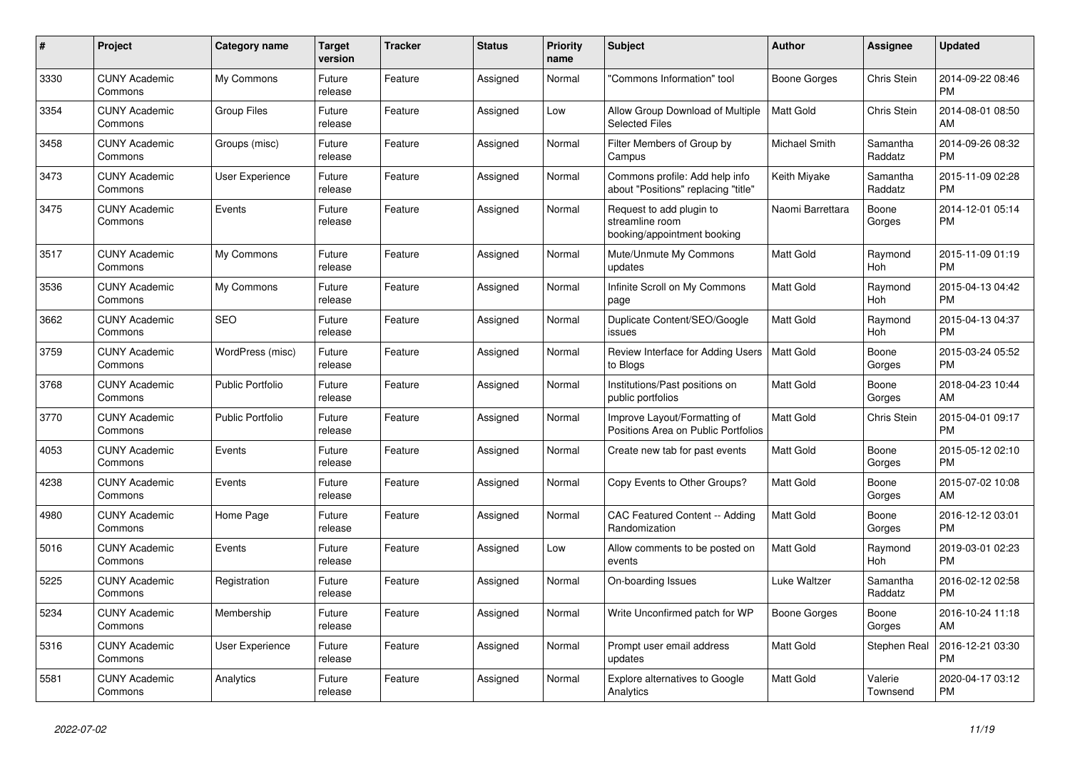| # | Project | Category name | Target version | Tracker | Status | Priority name | Subject | Author | Assignee | Updated |
|---|---|---|---|---|---|---|---|---|---|---|
| 3330 | CUNY Academic Commons | My Commons | Future release | Feature | Assigned | Normal | "Commons Information" tool | Boone Gorges | Chris Stein | 2014-09-22 08:46 PM |
| 3354 | CUNY Academic Commons | Group Files | Future release | Feature | Assigned | Low | Allow Group Download of Multiple Selected Files | Matt Gold | Chris Stein | 2014-08-01 08:50 AM |
| 3458 | CUNY Academic Commons | Groups (misc) | Future release | Feature | Assigned | Normal | Filter Members of Group by Campus | Michael Smith | Samantha Raddatz | 2014-09-26 08:32 PM |
| 3473 | CUNY Academic Commons | User Experience | Future release | Feature | Assigned | Normal | Commons profile: Add help info about "Positions" replacing "title" | Keith Miyake | Samantha Raddatz | 2015-11-09 02:28 PM |
| 3475 | CUNY Academic Commons | Events | Future release | Feature | Assigned | Normal | Request to add plugin to streamline room booking/appointment booking | Naomi Barrettara | Boone Gorges | 2014-12-01 05:14 PM |
| 3517 | CUNY Academic Commons | My Commons | Future release | Feature | Assigned | Normal | Mute/Unmute My Commons updates | Matt Gold | Raymond Hoh | 2015-11-09 01:19 PM |
| 3536 | CUNY Academic Commons | My Commons | Future release | Feature | Assigned | Normal | Infinite Scroll on My Commons page | Matt Gold | Raymond Hoh | 2015-04-13 04:42 PM |
| 3662 | CUNY Academic Commons | SEO | Future release | Feature | Assigned | Normal | Duplicate Content/SEO/Google issues | Matt Gold | Raymond Hoh | 2015-04-13 04:37 PM |
| 3759 | CUNY Academic Commons | WordPress (misc) | Future release | Feature | Assigned | Normal | Review Interface for Adding Users to Blogs | Matt Gold | Boone Gorges | 2015-03-24 05:52 PM |
| 3768 | CUNY Academic Commons | Public Portfolio | Future release | Feature | Assigned | Normal | Institutions/Past positions on public portfolios | Matt Gold | Boone Gorges | 2018-04-23 10:44 AM |
| 3770 | CUNY Academic Commons | Public Portfolio | Future release | Feature | Assigned | Normal | Improve Layout/Formatting of Positions Area on Public Portfolios | Matt Gold | Chris Stein | 2015-04-01 09:17 PM |
| 4053 | CUNY Academic Commons | Events | Future release | Feature | Assigned | Normal | Create new tab for past events | Matt Gold | Boone Gorges | 2015-05-12 02:10 PM |
| 4238 | CUNY Academic Commons | Events | Future release | Feature | Assigned | Normal | Copy Events to Other Groups? | Matt Gold | Boone Gorges | 2015-07-02 10:08 AM |
| 4980 | CUNY Academic Commons | Home Page | Future release | Feature | Assigned | Normal | CAC Featured Content -- Adding Randomization | Matt Gold | Boone Gorges | 2016-12-12 03:01 PM |
| 5016 | CUNY Academic Commons | Events | Future release | Feature | Assigned | Low | Allow comments to be posted on events | Matt Gold | Raymond Hoh | 2019-03-01 02:23 PM |
| 5225 | CUNY Academic Commons | Registration | Future release | Feature | Assigned | Normal | On-boarding Issues | Luke Waltzer | Samantha Raddatz | 2016-02-12 02:58 PM |
| 5234 | CUNY Academic Commons | Membership | Future release | Feature | Assigned | Normal | Write Unconfirmed patch for WP | Boone Gorges | Boone Gorges | 2016-10-24 11:18 AM |
| 5316 | CUNY Academic Commons | User Experience | Future release | Feature | Assigned | Normal | Prompt user email address updates | Matt Gold | Stephen Real | 2016-12-21 03:30 PM |
| 5581 | CUNY Academic Commons | Analytics | Future release | Feature | Assigned | Normal | Explore alternatives to Google Analytics | Matt Gold | Valerie Townsend | 2020-04-17 03:12 PM |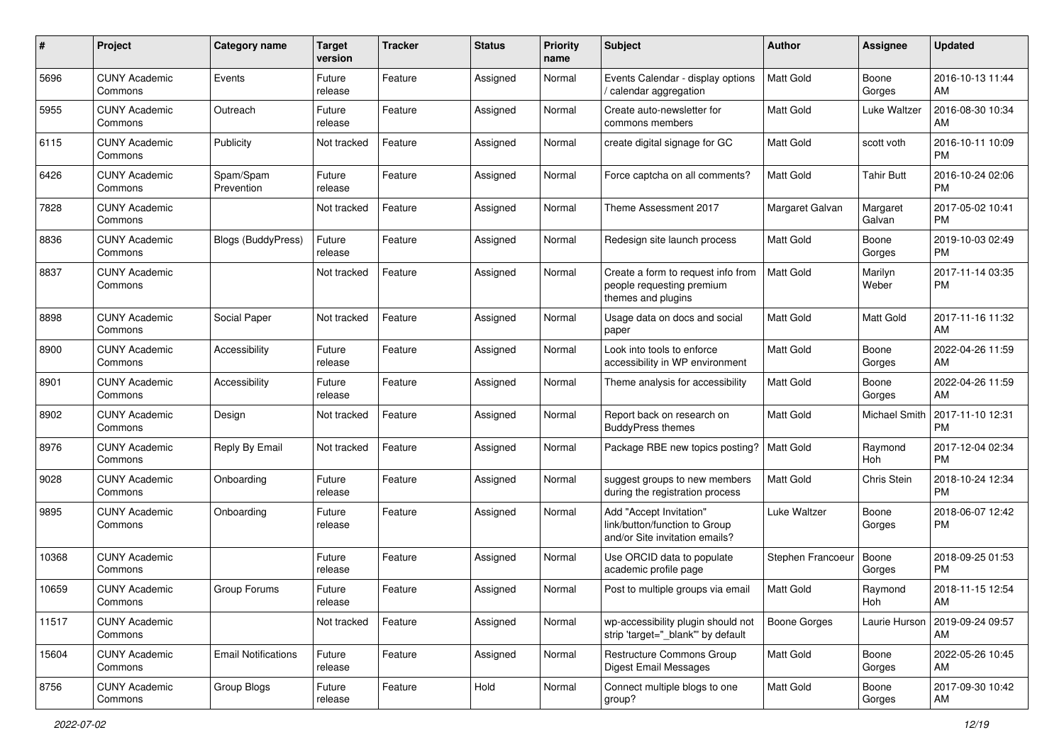| # | Project | Category name | Target version | Tracker | Status | Priority name | Subject | Author | Assignee | Updated |
|---|---|---|---|---|---|---|---|---|---|---|
| 5696 | CUNY Academic Commons | Events | Future release | Feature | Assigned | Normal | Events Calendar - display options / calendar aggregation | Matt Gold | Boone Gorges | 2016-10-13 11:44 AM |
| 5955 | CUNY Academic Commons | Outreach | Future release | Feature | Assigned | Normal | Create auto-newsletter for commons members | Matt Gold | Luke Waltzer | 2016-08-30 10:34 AM |
| 6115 | CUNY Academic Commons | Publicity | Not tracked | Feature | Assigned | Normal | create digital signage for GC | Matt Gold | scott voth | 2016-10-11 10:09 PM |
| 6426 | CUNY Academic Commons | Spam/Spam Prevention | Future release | Feature | Assigned | Normal | Force captcha on all comments? | Matt Gold | Tahir Butt | 2016-10-24 02:06 PM |
| 7828 | CUNY Academic Commons | | Not tracked | Feature | Assigned | Normal | Theme Assessment 2017 | Margaret Galvan | Margaret Galvan | 2017-05-02 10:41 PM |
| 8836 | CUNY Academic Commons | Blogs (BuddyPress) | Future release | Feature | Assigned | Normal | Redesign site launch process | Matt Gold | Boone Gorges | 2019-10-03 02:49 PM |
| 8837 | CUNY Academic Commons | | Not tracked | Feature | Assigned | Normal | Create a form to request info from people requesting premium themes and plugins | Matt Gold | Marilyn Weber | 2017-11-14 03:35 PM |
| 8898 | CUNY Academic Commons | Social Paper | Not tracked | Feature | Assigned | Normal | Usage data on docs and social paper | Matt Gold | Matt Gold | 2017-11-16 11:32 AM |
| 8900 | CUNY Academic Commons | Accessibility | Future release | Feature | Assigned | Normal | Look into tools to enforce accessibility in WP environment | Matt Gold | Boone Gorges | 2022-04-26 11:59 AM |
| 8901 | CUNY Academic Commons | Accessibility | Future release | Feature | Assigned | Normal | Theme analysis for accessibility | Matt Gold | Boone Gorges | 2022-04-26 11:59 AM |
| 8902 | CUNY Academic Commons | Design | Not tracked | Feature | Assigned | Normal | Report back on research on BuddyPress themes | Matt Gold | Michael Smith | 2017-11-10 12:31 PM |
| 8976 | CUNY Academic Commons | Reply By Email | Not tracked | Feature | Assigned | Normal | Package RBE new topics posting? | Matt Gold | Raymond Hoh | 2017-12-04 02:34 PM |
| 9028 | CUNY Academic Commons | Onboarding | Future release | Feature | Assigned | Normal | suggest groups to new members during the registration process | Matt Gold | Chris Stein | 2018-10-24 12:34 PM |
| 9895 | CUNY Academic Commons | Onboarding | Future release | Feature | Assigned | Normal | Add "Accept Invitation" link/button/function to Group and/or Site invitation emails? | Luke Waltzer | Boone Gorges | 2018-06-07 12:42 PM |
| 10368 | CUNY Academic Commons | | Future release | Feature | Assigned | Normal | Use ORCID data to populate academic profile page | Stephen Francoeur | Boone Gorges | 2018-09-25 01:53 PM |
| 10659 | CUNY Academic Commons | Group Forums | Future release | Feature | Assigned | Normal | Post to multiple groups via email | Matt Gold | Raymond Hoh | 2018-11-15 12:54 AM |
| 11517 | CUNY Academic Commons | | Not tracked | Feature | Assigned | Normal | wp-accessibility plugin should not strip 'target="_blank"' by default | Boone Gorges | Laurie Hurson | 2019-09-24 09:57 AM |
| 15604 | CUNY Academic Commons | Email Notifications | Future release | Feature | Assigned | Normal | Restructure Commons Group Digest Email Messages | Matt Gold | Boone Gorges | 2022-05-26 10:45 AM |
| 8756 | CUNY Academic Commons | Group Blogs | Future release | Feature | Hold | Normal | Connect multiple blogs to one group? | Matt Gold | Boone Gorges | 2017-09-30 10:42 AM |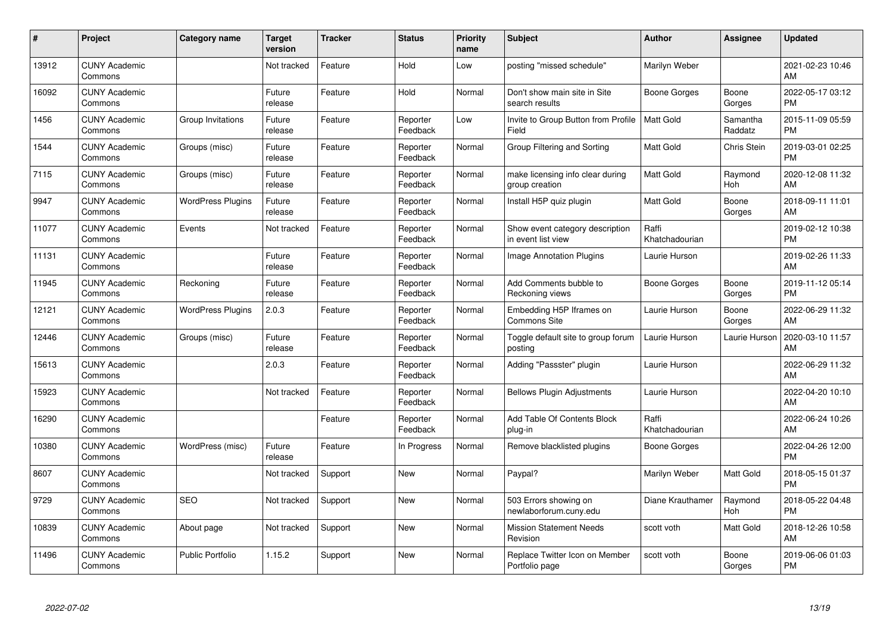| # | Project | Category name | Target version | Tracker | Status | Priority name | Subject | Author | Assignee | Updated |
|---|---|---|---|---|---|---|---|---|---|---|
| 13912 | CUNY Academic Commons | | Not tracked | Feature | Hold | Low | posting "missed schedule" | Marilyn Weber | | 2021-02-23 10:46 AM |
| 16092 | CUNY Academic Commons | | Future release | Feature | Hold | Normal | Don't show main site in Site search results | Boone Gorges | Boone Gorges | 2022-05-17 03:12 PM |
| 1456 | CUNY Academic Commons | Group Invitations | Future release | Feature | Reporter Feedback | Low | Invite to Group Button from Profile Field | Matt Gold | Samantha Raddatz | 2015-11-09 05:59 PM |
| 1544 | CUNY Academic Commons | Groups (misc) | Future release | Feature | Reporter Feedback | Normal | Group Filtering and Sorting | Matt Gold | Chris Stein | 2019-03-01 02:25 PM |
| 7115 | CUNY Academic Commons | Groups (misc) | Future release | Feature | Reporter Feedback | Normal | make licensing info clear during group creation | Matt Gold | Raymond Hoh | 2020-12-08 11:32 AM |
| 9947 | CUNY Academic Commons | WordPress Plugins | Future release | Feature | Reporter Feedback | Normal | Install H5P quiz plugin | Matt Gold | Boone Gorges | 2018-09-11 11:01 AM |
| 11077 | CUNY Academic Commons | Events | Not tracked | Feature | Reporter Feedback | Normal | Show event category description in event list view | Raffi Khatchadourian | | 2019-02-12 10:38 PM |
| 11131 | CUNY Academic Commons | | Future release | Feature | Reporter Feedback | Normal | Image Annotation Plugins | Laurie Hurson | | 2019-02-26 11:33 AM |
| 11945 | CUNY Academic Commons | Reckoning | Future release | Feature | Reporter Feedback | Normal | Add Comments bubble to Reckoning views | Boone Gorges | Boone Gorges | 2019-11-12 05:14 PM |
| 12121 | CUNY Academic Commons | WordPress Plugins | 2.0.3 | Feature | Reporter Feedback | Normal | Embedding H5P Iframes on Commons Site | Laurie Hurson | Boone Gorges | 2022-06-29 11:32 AM |
| 12446 | CUNY Academic Commons | Groups (misc) | Future release | Feature | Reporter Feedback | Normal | Toggle default site to group forum posting | Laurie Hurson | Laurie Hurson | 2020-03-10 11:57 AM |
| 15613 | CUNY Academic Commons | | 2.0.3 | Feature | Reporter Feedback | Normal | Adding "Passster" plugin | Laurie Hurson | | 2022-06-29 11:32 AM |
| 15923 | CUNY Academic Commons | | Not tracked | Feature | Reporter Feedback | Normal | Bellows Plugin Adjustments | Laurie Hurson | | 2022-04-20 10:10 AM |
| 16290 | CUNY Academic Commons | | | Feature | Reporter Feedback | Normal | Add Table Of Contents Block plug-in | Raffi Khatchadourian | | 2022-06-24 10:26 AM |
| 10380 | CUNY Academic Commons | WordPress (misc) | Future release | Feature | In Progress | Normal | Remove blacklisted plugins | Boone Gorges | | 2022-04-26 12:00 PM |
| 8607 | CUNY Academic Commons | | Not tracked | Support | New | Normal | Paypal? | Marilyn Weber | Matt Gold | 2018-05-15 01:37 PM |
| 9729 | CUNY Academic Commons | SEO | Not tracked | Support | New | Normal | 503 Errors showing on newlaborforum.cuny.edu | Diane Krauthamer | Raymond Hoh | 2018-05-22 04:48 PM |
| 10839 | CUNY Academic Commons | About page | Not tracked | Support | New | Normal | Mission Statement Needs Revision | scott voth | Matt Gold | 2018-12-26 10:58 AM |
| 11496 | CUNY Academic Commons | Public Portfolio | 1.15.2 | Support | New | Normal | Replace Twitter Icon on Member Portfolio page | scott voth | Boone Gorges | 2019-06-06 01:03 PM |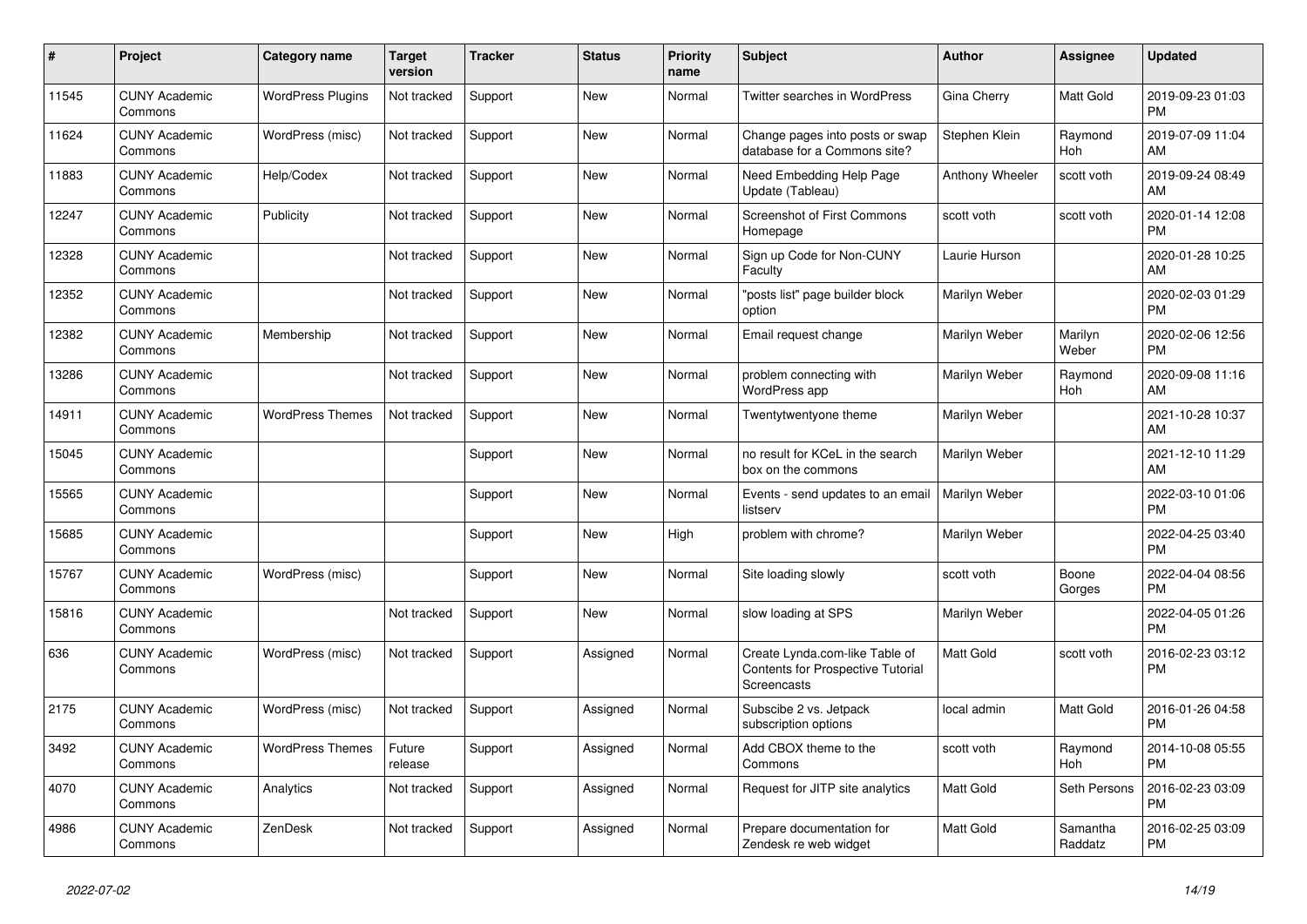| # | Project | Category name | Target version | Tracker | Status | Priority name | Subject | Author | Assignee | Updated |
|---|---|---|---|---|---|---|---|---|---|---|
| 11545 | CUNY Academic Commons | WordPress Plugins | Not tracked | Support | New | Normal | Twitter searches in WordPress | Gina Cherry | Matt Gold | 2019-09-23 01:03 PM |
| 11624 | CUNY Academic Commons | WordPress (misc) | Not tracked | Support | New | Normal | Change pages into posts or swap database for a Commons site? | Stephen Klein | Raymond Hoh | 2019-07-09 11:04 AM |
| 11883 | CUNY Academic Commons | Help/Codex | Not tracked | Support | New | Normal | Need Embedding Help Page Update (Tableau) | Anthony Wheeler | scott voth | 2019-09-24 08:49 AM |
| 12247 | CUNY Academic Commons | Publicity | Not tracked | Support | New | Normal | Screenshot of First Commons Homepage | scott voth | scott voth | 2020-01-14 12:08 PM |
| 12328 | CUNY Academic Commons | | Not tracked | Support | New | Normal | Sign up Code for Non-CUNY Faculty | Laurie Hurson | | 2020-01-28 10:25 AM |
| 12352 | CUNY Academic Commons | | Not tracked | Support | New | Normal | "posts list" page builder block option | Marilyn Weber | | 2020-02-03 01:29 PM |
| 12382 | CUNY Academic Commons | Membership | Not tracked | Support | New | Normal | Email request change | Marilyn Weber | Marilyn Weber | 2020-02-06 12:56 PM |
| 13286 | CUNY Academic Commons | | Not tracked | Support | New | Normal | problem connecting with WordPress app | Marilyn Weber | Raymond Hoh | 2020-09-08 11:16 AM |
| 14911 | CUNY Academic Commons | WordPress Themes | Not tracked | Support | New | Normal | Twentytwentyone theme | Marilyn Weber | | 2021-10-28 10:37 AM |
| 15045 | CUNY Academic Commons | | | Support | New | Normal | no result for KCeL in the search box on the commons | Marilyn Weber | | 2021-12-10 11:29 AM |
| 15565 | CUNY Academic Commons | | | Support | New | Normal | Events - send updates to an email listserv | Marilyn Weber | | 2022-03-10 01:06 PM |
| 15685 | CUNY Academic Commons | | | Support | New | High | problem with chrome? | Marilyn Weber | | 2022-04-25 03:40 PM |
| 15767 | CUNY Academic Commons | WordPress (misc) | | Support | New | Normal | Site loading slowly | scott voth | Boone Gorges | 2022-04-04 08:56 PM |
| 15816 | CUNY Academic Commons | | Not tracked | Support | New | Normal | slow loading at SPS | Marilyn Weber | | 2022-04-05 01:26 PM |
| 636 | CUNY Academic Commons | WordPress (misc) | Not tracked | Support | Assigned | Normal | Create Lynda.com-like Table of Contents for Prospective Tutorial Screencasts | Matt Gold | scott voth | 2016-02-23 03:12 PM |
| 2175 | CUNY Academic Commons | WordPress (misc) | Not tracked | Support | Assigned | Normal | Subscibe 2 vs. Jetpack subscription options | local admin | Matt Gold | 2016-01-26 04:58 PM |
| 3492 | CUNY Academic Commons | WordPress Themes | Future release | Support | Assigned | Normal | Add CBOX theme to the Commons | scott voth | Raymond Hoh | 2014-10-08 05:55 PM |
| 4070 | CUNY Academic Commons | Analytics | Not tracked | Support | Assigned | Normal | Request for JITP site analytics | Matt Gold | Seth Persons | 2016-02-23 03:09 PM |
| 4986 | CUNY Academic Commons | ZenDesk | Not tracked | Support | Assigned | Normal | Prepare documentation for Zendesk re web widget | Matt Gold | Samantha Raddatz | 2016-02-25 03:09 PM |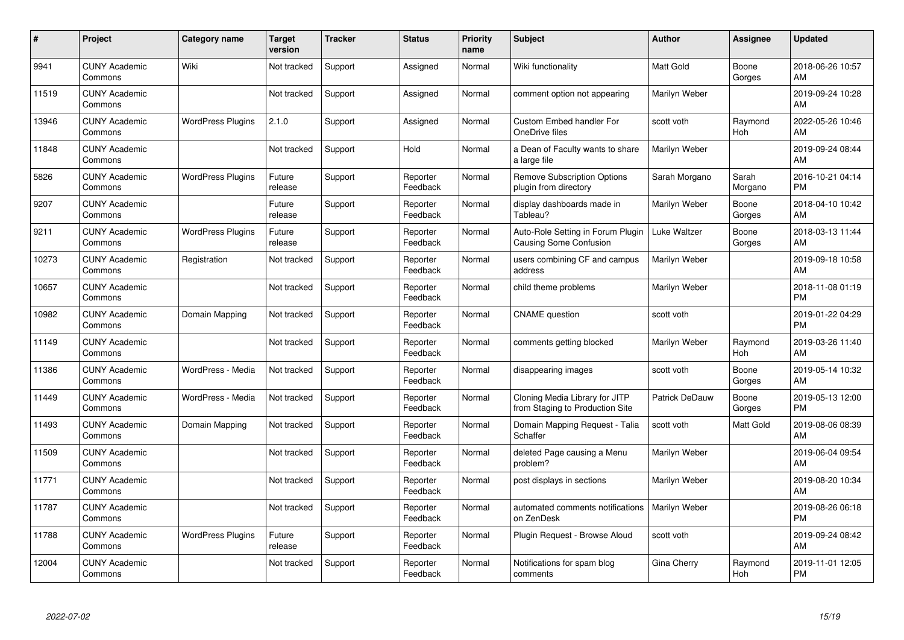| # | Project | Category name | Target version | Tracker | Status | Priority name | Subject | Author | Assignee | Updated |
|---|---|---|---|---|---|---|---|---|---|---|
| 9941 | CUNY Academic Commons | Wiki | Not tracked | Support | Assigned | Normal | Wiki functionality | Matt Gold | Boone Gorges | 2018-06-26 10:57 AM |
| 11519 | CUNY Academic Commons | | Not tracked | Support | Assigned | Normal | comment option not appearing | Marilyn Weber | | 2019-09-24 10:28 AM |
| 13946 | CUNY Academic Commons | WordPress Plugins | 2.1.0 | Support | Assigned | Normal | Custom Embed handler For OneDrive files | scott voth | Raymond Hoh | 2022-05-26 10:46 AM |
| 11848 | CUNY Academic Commons | | Not tracked | Support | Hold | Normal | a Dean of Faculty wants to share a large file | Marilyn Weber | | 2019-09-24 08:44 AM |
| 5826 | CUNY Academic Commons | WordPress Plugins | Future release | Support | Reporter Feedback | Normal | Remove Subscription Options plugin from directory | Sarah Morgano | Sarah Morgano | 2016-10-21 04:14 PM |
| 9207 | CUNY Academic Commons | | Future release | Support | Reporter Feedback | Normal | display dashboards made in Tableau? | Marilyn Weber | Boone Gorges | 2018-04-10 10:42 AM |
| 9211 | CUNY Academic Commons | WordPress Plugins | Future release | Support | Reporter Feedback | Normal | Auto-Role Setting in Forum Plugin Causing Some Confusion | Luke Waltzer | Boone Gorges | 2018-03-13 11:44 AM |
| 10273 | CUNY Academic Commons | Registration | Not tracked | Support | Reporter Feedback | Normal | users combining CF and campus address | Marilyn Weber | | 2019-09-18 10:58 AM |
| 10657 | CUNY Academic Commons | | Not tracked | Support | Reporter Feedback | Normal | child theme problems | Marilyn Weber | | 2018-11-08 01:19 PM |
| 10982 | CUNY Academic Commons | Domain Mapping | Not tracked | Support | Reporter Feedback | Normal | CNAME question | scott voth | | 2019-01-22 04:29 PM |
| 11149 | CUNY Academic Commons | | Not tracked | Support | Reporter Feedback | Normal | comments getting blocked | Marilyn Weber | Raymond Hoh | 2019-03-26 11:40 AM |
| 11386 | CUNY Academic Commons | WordPress - Media | Not tracked | Support | Reporter Feedback | Normal | disappearing images | scott voth | Boone Gorges | 2019-05-14 10:32 AM |
| 11449 | CUNY Academic Commons | WordPress - Media | Not tracked | Support | Reporter Feedback | Normal | Cloning Media Library for JITP from Staging to Production Site | Patrick DeDauw | Boone Gorges | 2019-05-13 12:00 PM |
| 11493 | CUNY Academic Commons | Domain Mapping | Not tracked | Support | Reporter Feedback | Normal | Domain Mapping Request - Talia Schaffer | scott voth | Matt Gold | 2019-08-06 08:39 AM |
| 11509 | CUNY Academic Commons | | Not tracked | Support | Reporter Feedback | Normal | deleted Page causing a Menu problem? | Marilyn Weber | | 2019-06-04 09:54 AM |
| 11771 | CUNY Academic Commons | | Not tracked | Support | Reporter Feedback | Normal | post displays in sections | Marilyn Weber | | 2019-08-20 10:34 AM |
| 11787 | CUNY Academic Commons | | Not tracked | Support | Reporter Feedback | Normal | automated comments notifications on ZenDesk | Marilyn Weber | | 2019-08-26 06:18 PM |
| 11788 | CUNY Academic Commons | WordPress Plugins | Future release | Support | Reporter Feedback | Normal | Plugin Request - Browse Aloud | scott voth | | 2019-09-24 08:42 AM |
| 12004 | CUNY Academic Commons | | Not tracked | Support | Reporter Feedback | Normal | Notifications for spam blog comments | Gina Cherry | Raymond Hoh | 2019-11-01 12:05 PM |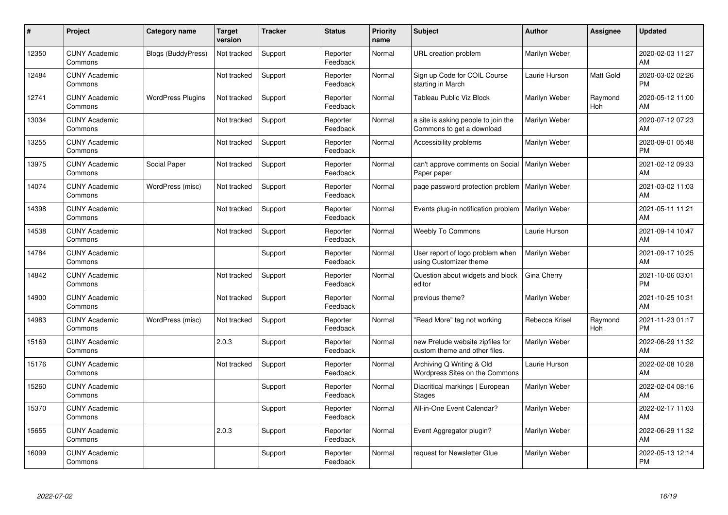| # | Project | Category name | Target version | Tracker | Status | Priority name | Subject | Author | Assignee | Updated |
|---|---|---|---|---|---|---|---|---|---|---|
| 12350 | CUNY Academic Commons | Blogs (BuddyPress) | Not tracked | Support | Reporter Feedback | Normal | URL creation problem | Marilyn Weber | | 2020-02-03 11:27 AM |
| 12484 | CUNY Academic Commons | | Not tracked | Support | Reporter Feedback | Normal | Sign up Code for COIL Course starting in March | Laurie Hurson | Matt Gold | 2020-03-02 02:26 PM |
| 12741 | CUNY Academic Commons | WordPress Plugins | Not tracked | Support | Reporter Feedback | Normal | Tableau Public Viz Block | Marilyn Weber | Raymond Hoh | 2020-05-12 11:00 AM |
| 13034 | CUNY Academic Commons | | Not tracked | Support | Reporter Feedback | Normal | a site is asking people to join the Commons to get a download | Marilyn Weber | | 2020-07-12 07:23 AM |
| 13255 | CUNY Academic Commons | | Not tracked | Support | Reporter Feedback | Normal | Accessibility problems | Marilyn Weber | | 2020-09-01 05:48 PM |
| 13975 | CUNY Academic Commons | Social Paper | Not tracked | Support | Reporter Feedback | Normal | can't approve comments on Social Paper paper | Marilyn Weber | | 2021-02-12 09:33 AM |
| 14074 | CUNY Academic Commons | WordPress (misc) | Not tracked | Support | Reporter Feedback | Normal | page password protection problem | Marilyn Weber | | 2021-03-02 11:03 AM |
| 14398 | CUNY Academic Commons | | Not tracked | Support | Reporter Feedback | Normal | Events plug-in notification problem | Marilyn Weber | | 2021-05-11 11:21 AM |
| 14538 | CUNY Academic Commons | | Not tracked | Support | Reporter Feedback | Normal | Weebly To Commons | Laurie Hurson | | 2021-09-14 10:47 AM |
| 14784 | CUNY Academic Commons | | | Support | Reporter Feedback | Normal | User report of logo problem when using Customizer theme | Marilyn Weber | | 2021-09-17 10:25 AM |
| 14842 | CUNY Academic Commons | | Not tracked | Support | Reporter Feedback | Normal | Question about widgets and block editor | Gina Cherry | | 2021-10-06 03:01 PM |
| 14900 | CUNY Academic Commons | | Not tracked | Support | Reporter Feedback | Normal | previous theme? | Marilyn Weber | | 2021-10-25 10:31 AM |
| 14983 | CUNY Academic Commons | WordPress (misc) | Not tracked | Support | Reporter Feedback | Normal | "Read More" tag not working | Rebecca Krisel | Raymond Hoh | 2021-11-23 01:17 PM |
| 15169 | CUNY Academic Commons | | 2.0.3 | Support | Reporter Feedback | Normal | new Prelude website zipfiles for custom theme and other files. | Marilyn Weber | | 2022-06-29 11:32 AM |
| 15176 | CUNY Academic Commons | | Not tracked | Support | Reporter Feedback | Normal | Archiving Q Writing & Old Wordpress Sites on the Commons | Laurie Hurson | | 2022-02-08 10:28 AM |
| 15260 | CUNY Academic Commons | | | Support | Reporter Feedback | Normal | Diacritical markings \| European Stages | Marilyn Weber | | 2022-02-04 08:16 AM |
| 15370 | CUNY Academic Commons | | | Support | Reporter Feedback | Normal | All-in-One Event Calendar? | Marilyn Weber | | 2022-02-17 11:03 AM |
| 15655 | CUNY Academic Commons | | 2.0.3 | Support | Reporter Feedback | Normal | Event Aggregator plugin? | Marilyn Weber | | 2022-06-29 11:32 AM |
| 16099 | CUNY Academic Commons | | | Support | Reporter Feedback | Normal | request for Newsletter Glue | Marilyn Weber | | 2022-05-13 12:14 PM |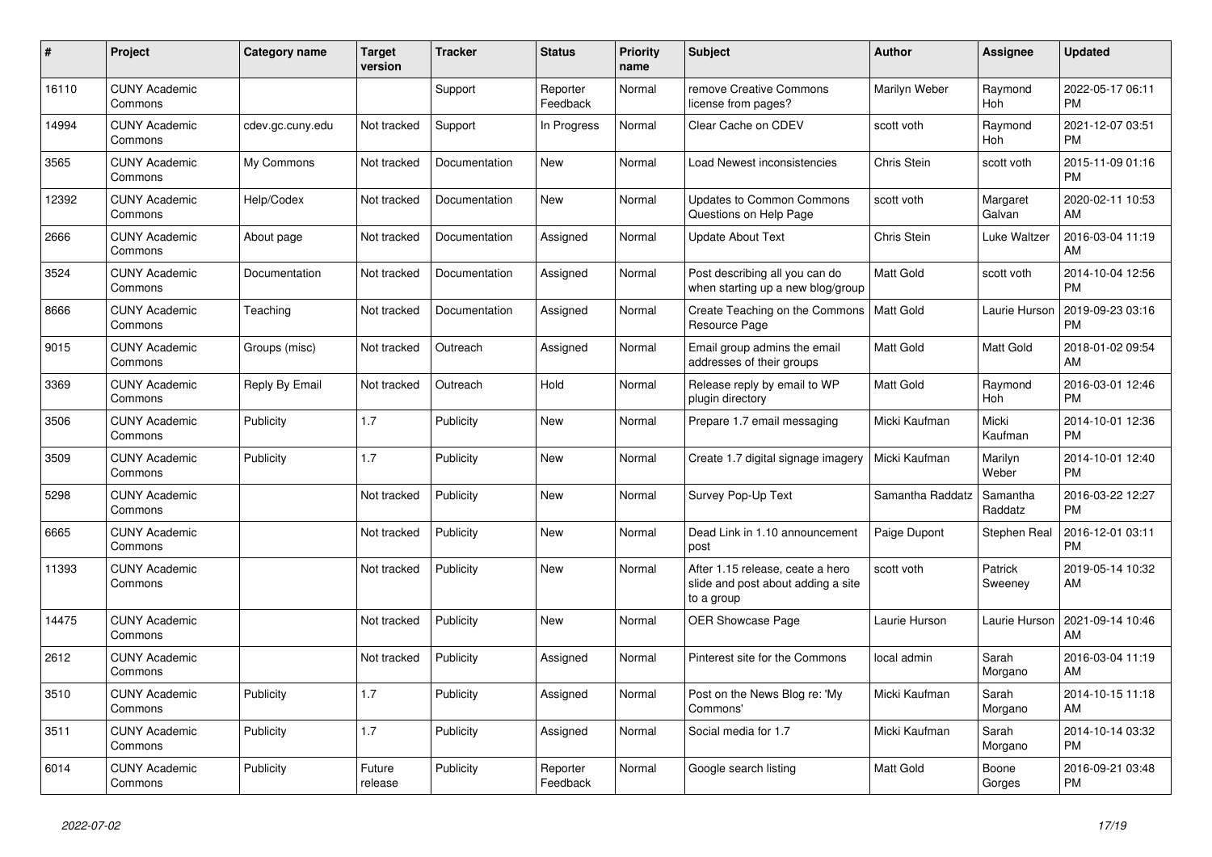| # | Project | Category name | Target version | Tracker | Status | Priority name | Subject | Author | Assignee | Updated |
|---|---|---|---|---|---|---|---|---|---|---|
| 16110 | CUNY Academic Commons | | | Support | Reporter Feedback | Normal | remove Creative Commons license from pages? | Marilyn Weber | Raymond Hoh | 2022-05-17 06:11 PM |
| 14994 | CUNY Academic Commons | cdev.gc.cuny.edu | Not tracked | Support | In Progress | Normal | Clear Cache on CDEV | scott voth | Raymond Hoh | 2021-12-07 03:51 PM |
| 3565 | CUNY Academic Commons | My Commons | Not tracked | Documentation | New | Normal | Load Newest inconsistencies | Chris Stein | scott voth | 2015-11-09 01:16 PM |
| 12392 | CUNY Academic Commons | Help/Codex | Not tracked | Documentation | New | Normal | Updates to Common Commons Questions on Help Page | scott voth | Margaret Galvan | 2020-02-11 10:53 AM |
| 2666 | CUNY Academic Commons | About page | Not tracked | Documentation | Assigned | Normal | Update About Text | Chris Stein | Luke Waltzer | 2016-03-04 11:19 AM |
| 3524 | CUNY Academic Commons | Documentation | Not tracked | Documentation | Assigned | Normal | Post describing all you can do when starting up a new blog/group | Matt Gold | scott voth | 2014-10-04 12:56 PM |
| 8666 | CUNY Academic Commons | Teaching | Not tracked | Documentation | Assigned | Normal | Create Teaching on the Commons Resource Page | Matt Gold | Laurie Hurson | 2019-09-23 03:16 PM |
| 9015 | CUNY Academic Commons | Groups (misc) | Not tracked | Outreach | Assigned | Normal | Email group admins the email addresses of their groups | Matt Gold | Matt Gold | 2018-01-02 09:54 AM |
| 3369 | CUNY Academic Commons | Reply By Email | Not tracked | Outreach | Hold | Normal | Release reply by email to WP plugin directory | Matt Gold | Raymond Hoh | 2016-03-01 12:46 PM |
| 3506 | CUNY Academic Commons | Publicity | 1.7 | Publicity | New | Normal | Prepare 1.7 email messaging | Micki Kaufman | Micki Kaufman | 2014-10-01 12:36 PM |
| 3509 | CUNY Academic Commons | Publicity | 1.7 | Publicity | New | Normal | Create 1.7 digital signage imagery | Micki Kaufman | Marilyn Weber | 2014-10-01 12:40 PM |
| 5298 | CUNY Academic Commons | | Not tracked | Publicity | New | Normal | Survey Pop-Up Text | Samantha Raddatz | Samantha Raddatz | 2016-03-22 12:27 PM |
| 6665 | CUNY Academic Commons | | Not tracked | Publicity | New | Normal | Dead Link in 1.10 announcement post | Paige Dupont | Stephen Real | 2016-12-01 03:11 PM |
| 11393 | CUNY Academic Commons | | Not tracked | Publicity | New | Normal | After 1.15 release, ceate a hero slide and post about adding a site to a group | scott voth | Patrick Sweeney | 2019-05-14 10:32 AM |
| 14475 | CUNY Academic Commons | | Not tracked | Publicity | New | Normal | OER Showcase Page | Laurie Hurson | Laurie Hurson | 2021-09-14 10:46 AM |
| 2612 | CUNY Academic Commons | | Not tracked | Publicity | Assigned | Normal | Pinterest site for the Commons | local admin | Sarah Morgano | 2016-03-04 11:19 AM |
| 3510 | CUNY Academic Commons | Publicity | 1.7 | Publicity | Assigned | Normal | Post on the News Blog re: 'My Commons' | Micki Kaufman | Sarah Morgano | 2014-10-15 11:18 AM |
| 3511 | CUNY Academic Commons | Publicity | 1.7 | Publicity | Assigned | Normal | Social media for 1.7 | Micki Kaufman | Sarah Morgano | 2014-10-14 03:32 PM |
| 6014 | CUNY Academic Commons | Publicity | Future release | Publicity | Reporter Feedback | Normal | Google search listing | Matt Gold | Boone Gorges | 2016-09-21 03:48 PM |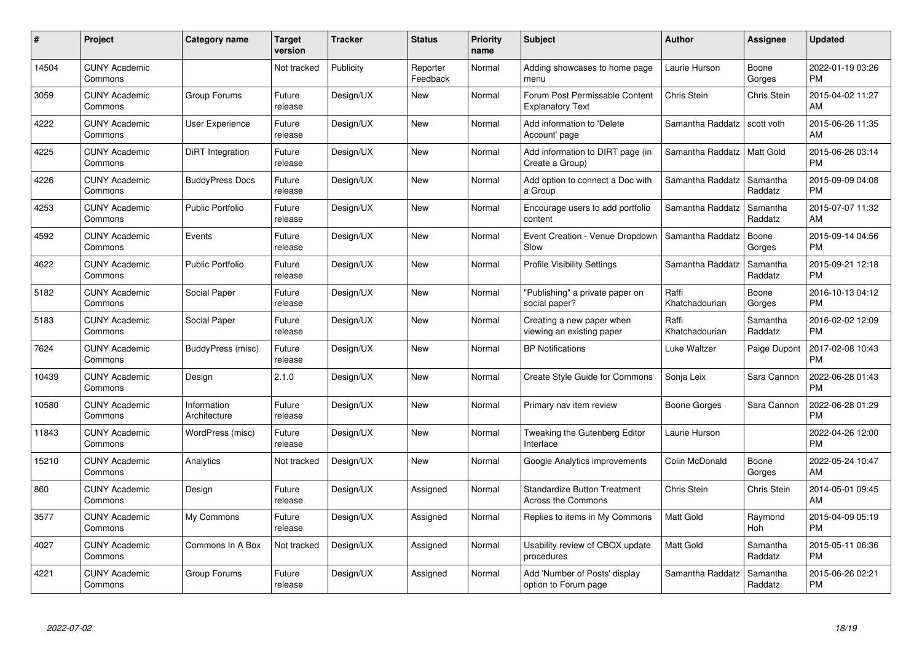| # | Project | Category name | Target version | Tracker | Status | Priority name | Subject | Author | Assignee | Updated |
|---|---|---|---|---|---|---|---|---|---|---|
| 14504 | CUNY Academic Commons | | Not tracked | Publicity | Reporter Feedback | Normal | Adding showcases to home page menu | Laurie Hurson | Boone Gorges | 2022-01-19 03:26 PM |
| 3059 | CUNY Academic Commons | Group Forums | Future release | Design/UX | New | Normal | Forum Post Permissable Content Explanatory Text | Chris Stein | Chris Stein | 2015-04-02 11:27 AM |
| 4222 | CUNY Academic Commons | User Experience | Future release | Design/UX | New | Normal | Add information to 'Delete Account' page | Samantha Raddatz | scott voth | 2015-06-26 11:35 AM |
| 4225 | CUNY Academic Commons | DiRT Integration | Future release | Design/UX | New | Normal | Add information to DIRT page (in Create a Group) | Samantha Raddatz | Matt Gold | 2015-06-26 03:14 PM |
| 4226 | CUNY Academic Commons | BuddyPress Docs | Future release | Design/UX | New | Normal | Add option to connect a Doc with a Group | Samantha Raddatz | Samantha Raddatz | 2015-09-09 04:08 PM |
| 4253 | CUNY Academic Commons | Public Portfolio | Future release | Design/UX | New | Normal | Encourage users to add portfolio content | Samantha Raddatz | Samantha Raddatz | 2015-07-07 11:32 AM |
| 4592 | CUNY Academic Commons | Events | Future release | Design/UX | New | Normal | Event Creation - Venue Dropdown Slow | Samantha Raddatz | Boone Gorges | 2015-09-14 04:56 PM |
| 4622 | CUNY Academic Commons | Public Portfolio | Future release | Design/UX | New | Normal | Profile Visibility Settings | Samantha Raddatz | Samantha Raddatz | 2015-09-21 12:18 PM |
| 5182 | CUNY Academic Commons | Social Paper | Future release | Design/UX | New | Normal | "Publishing" a private paper on social paper? | Raffi Khatchadourian | Boone Gorges | 2016-10-13 04:12 PM |
| 5183 | CUNY Academic Commons | Social Paper | Future release | Design/UX | New | Normal | Creating a new paper when viewing an existing paper | Raffi Khatchadourian | Samantha Raddatz | 2016-02-02 12:09 PM |
| 7624 | CUNY Academic Commons | BuddyPress (misc) | Future release | Design/UX | New | Normal | BP Notifications | Luke Waltzer | Paige Dupont | 2017-02-08 10:43 PM |
| 10439 | CUNY Academic Commons | Design | 2.1.0 | Design/UX | New | Normal | Create Style Guide for Commons | Sonja Leix | Sara Cannon | 2022-06-28 01:43 PM |
| 10580 | CUNY Academic Commons | Information Architecture | Future release | Design/UX | New | Normal | Primary nav item review | Boone Gorges | Sara Cannon | 2022-06-28 01:29 PM |
| 11843 | CUNY Academic Commons | WordPress (misc) | Future release | Design/UX | New | Normal | Tweaking the Gutenberg Editor Interface | Laurie Hurson | | 2022-04-26 12:00 PM |
| 15210 | CUNY Academic Commons | Analytics | Not tracked | Design/UX | New | Normal | Google Analytics improvements | Colin McDonald | Boone Gorges | 2022-05-24 10:47 AM |
| 860 | CUNY Academic Commons | Design | Future release | Design/UX | Assigned | Normal | Standardize Button Treatment Across the Commons | Chris Stein | Chris Stein | 2014-05-01 09:45 AM |
| 3577 | CUNY Academic Commons | My Commons | Future release | Design/UX | Assigned | Normal | Replies to items in My Commons | Matt Gold | Raymond Hoh | 2015-04-09 05:19 PM |
| 4027 | CUNY Academic Commons | Commons In A Box | Not tracked | Design/UX | Assigned | Normal | Usability review of CBOX update procedures | Matt Gold | Samantha Raddatz | 2015-05-11 06:36 PM |
| 4221 | CUNY Academic Commons | Group Forums | Future release | Design/UX | Assigned | Normal | Add 'Number of Posts' display option to Forum page | Samantha Raddatz | Samantha Raddatz | 2015-06-26 02:21 PM |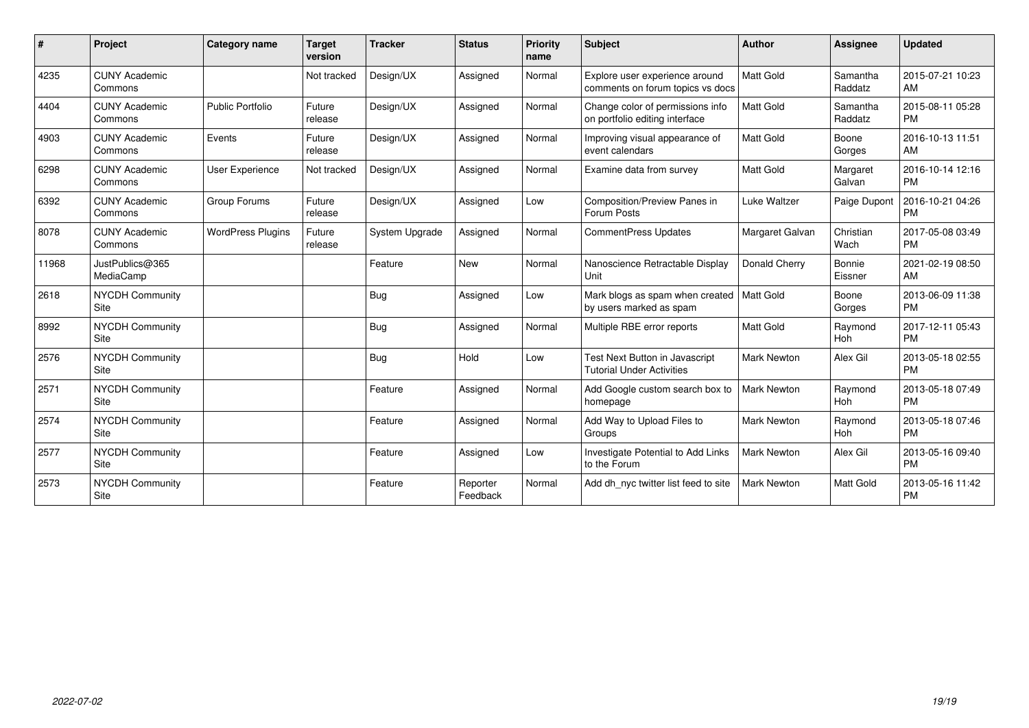| # | Project | Category name | Target version | Tracker | Status | Priority name | Subject | Author | Assignee | Updated |
|---|---|---|---|---|---|---|---|---|---|---|
| 4235 | CUNY Academic Commons | | Not tracked | Design/UX | Assigned | Normal | Explore user experience around comments on forum topics vs docs | Matt Gold | Samantha Raddatz | 2015-07-21 10:23 AM |
| 4404 | CUNY Academic Commons | Public Portfolio | Future release | Design/UX | Assigned | Normal | Change color of permissions info on portfolio editing interface | Matt Gold | Samantha Raddatz | 2015-08-11 05:28 PM |
| 4903 | CUNY Academic Commons | Events | Future release | Design/UX | Assigned | Normal | Improving visual appearance of event calendars | Matt Gold | Boone Gorges | 2016-10-13 11:51 AM |
| 6298 | CUNY Academic Commons | User Experience | Not tracked | Design/UX | Assigned | Normal | Examine data from survey | Matt Gold | Margaret Galvan | 2016-10-14 12:16 PM |
| 6392 | CUNY Academic Commons | Group Forums | Future release | Design/UX | Assigned | Low | Composition/Preview Panes in Forum Posts | Luke Waltzer | Paige Dupont | 2016-10-21 04:26 PM |
| 8078 | CUNY Academic Commons | WordPress Plugins | Future release | System Upgrade | Assigned | Normal | CommentPress Updates | Margaret Galvan | Christian Wach | 2017-05-08 03:49 PM |
| 11968 | JustPublics@365 MediaCamp | | | Feature | New | Normal | Nanoscience Retractable Display Unit | Donald Cherry | Bonnie Eissner | 2021-02-19 08:50 AM |
| 2618 | NYCDH Community Site | | | Bug | Assigned | Low | Mark blogs as spam when created by users marked as spam | Matt Gold | Boone Gorges | 2013-06-09 11:38 PM |
| 8992 | NYCDH Community Site | | | Bug | Assigned | Normal | Multiple RBE error reports | Matt Gold | Raymond Hoh | 2017-12-11 05:43 PM |
| 2576 | NYCDH Community Site | | | Bug | Hold | Low | Test Next Button in Javascript Tutorial Under Activities | Mark Newton | Alex Gil | 2013-05-18 02:55 PM |
| 2571 | NYCDH Community Site | | | Feature | Assigned | Normal | Add Google custom search box to homepage | Mark Newton | Raymond Hoh | 2013-05-18 07:49 PM |
| 2574 | NYCDH Community Site | | | Feature | Assigned | Normal | Add Way to Upload Files to Groups | Mark Newton | Raymond Hoh | 2013-05-18 07:46 PM |
| 2577 | NYCDH Community Site | | | Feature | Assigned | Low | Investigate Potential to Add Links to the Forum | Mark Newton | Alex Gil | 2013-05-16 09:40 PM |
| 2573 | NYCDH Community Site | | | Feature | Reporter Feedback | Normal | Add dh_nyc twitter list feed to site | Mark Newton | Matt Gold | 2013-05-16 11:42 PM |